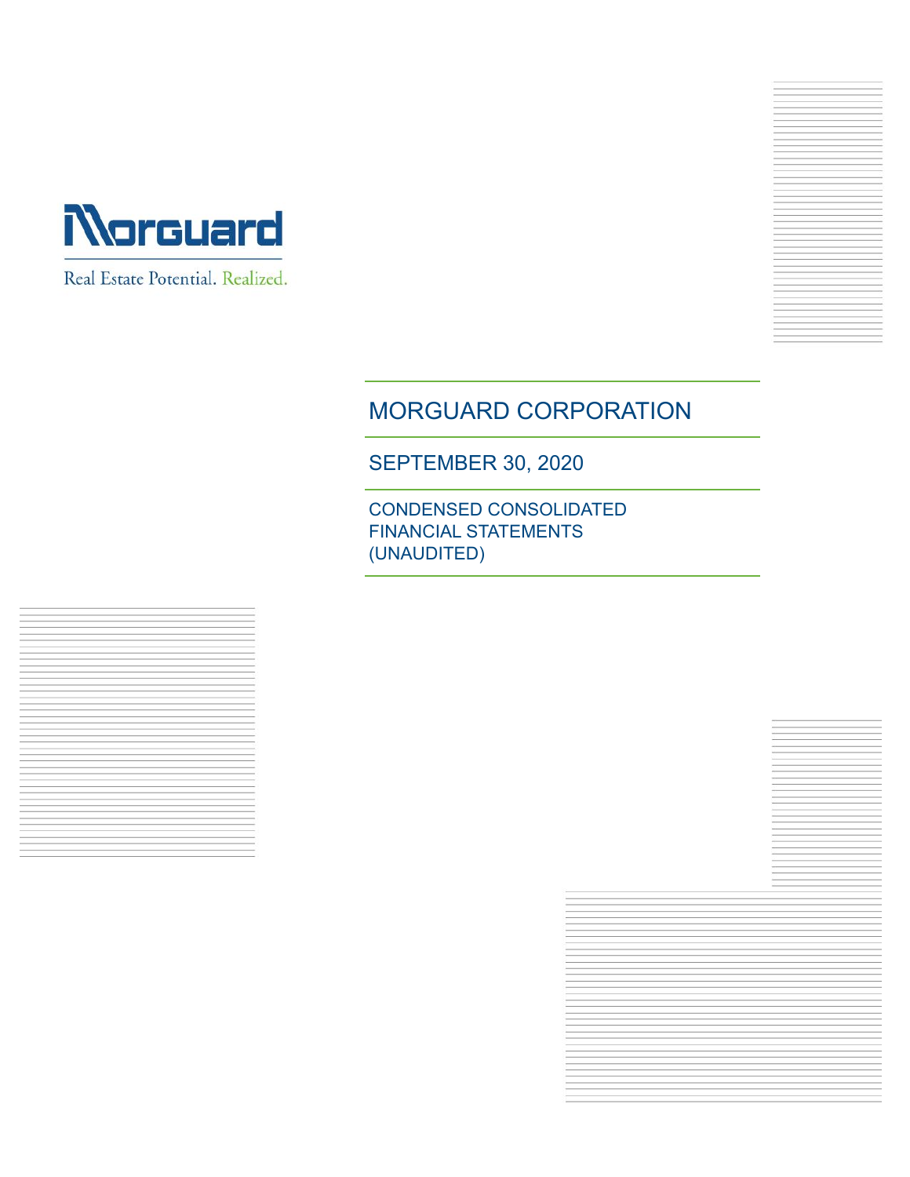Morguard

Real Estate Potential. Realized.

# MORGUARD CORPORATION

## SEPTEMBER 30, 2020

### CONDENSED CONSOLIDATED FINANCIAL STATEMENTS (UNAUDITED)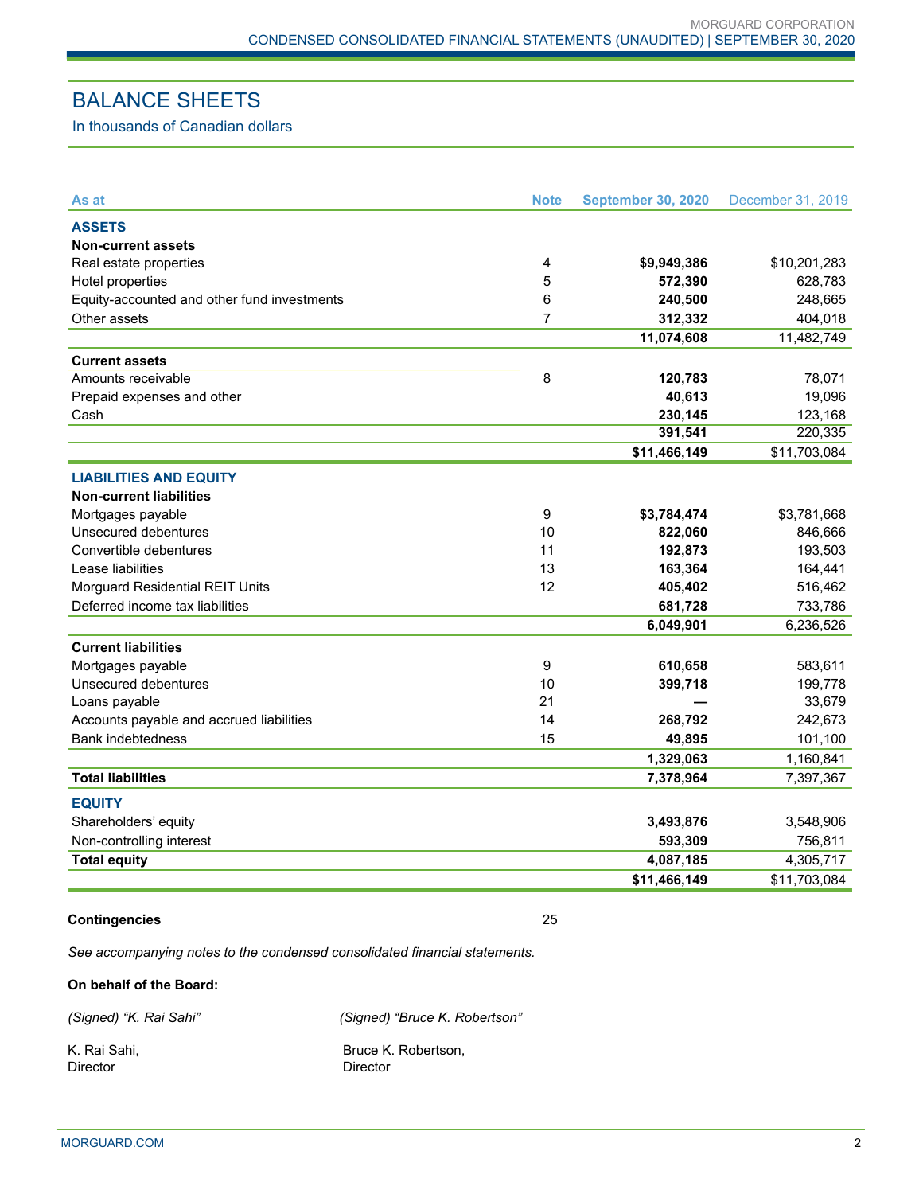# BALANCE SHEETS

In thousands of Canadian dollars

| As at | Note | September 30, 2020 | December 31, 2019 |
|---|---|---|---|
| **ASSETS** | | | |
| **Non-current assets** | | | |
| Real estate properties | 4 | **$9,949,386** | $10,201,283 |
| Hotel properties | 5 | **572,390** | 628,783 |
| Equity-accounted and other fund investments | 6 | **240,500** | 248,665 |
| Other assets | 7 | **312,332** | 404,018 |
| | | **11,074,608** | 11,482,749 |
| **Current assets** | | | |
| Amounts receivable | 8 | **120,783** | 78,071 |
| Prepaid expenses and other | | **40,613** | 19,096 |
| Cash | | **230,145** | 123,168 |
| | | **391,541** | 220,335 |
| | | **$11,466,149** | $11,703,084 |
| **LIABILITIES AND EQUITY** | | | |
| **Non-current liabilities** | | | |
| Mortgages payable | 9 | **$3,784,474** | $3,781,668 |
| Unsecured debentures | 10 | **822,060** | 846,666 |
| Convertible debentures | 11 | **192,873** | 193,503 |
| Lease liabilities | 13 | **163,364** | 164,441 |
| Morguard Residential REIT Units | 12 | **405,402** | 516,462 |
| Deferred income tax liabilities | | **681,728** | 733,786 |
| | | **6,049,901** | 6,236,526 |
| **Current liabilities** | | | |
| Mortgages payable | 9 | **610,658** | 583,611 |
| Unsecured debentures | 10 | **399,718** | 199,778 |
| Loans payable | 21 | **—** | 33,679 |
| Accounts payable and accrued liabilities | 14 | **268,792** | 242,673 |
| Bank indebtedness | 15 | **49,895** | 101,100 |
| | | **1,329,063** | 1,160,841 |
| **Total liabilities** | | **7,378,964** | 7,397,367 |
| **EQUITY** | | | |
| Shareholders' equity | | **3,493,876** | 3,548,906 |
| Non-controlling interest | | **593,309** | 756,811 |
| **Total equity** | | **4,087,185** | 4,305,717 |
| | | **$11,466,149** | $11,703,084 |

**Contingencies** 25

*See accompanying notes to the condensed consolidated financial statements.*

**On behalf of the Board:**

*(Signed) "K. Rai Sahi"*

K. Rai Sahi,
Director

*(Signed) "Bruce K. Robertson"*

Bruce K. Robertson,
Director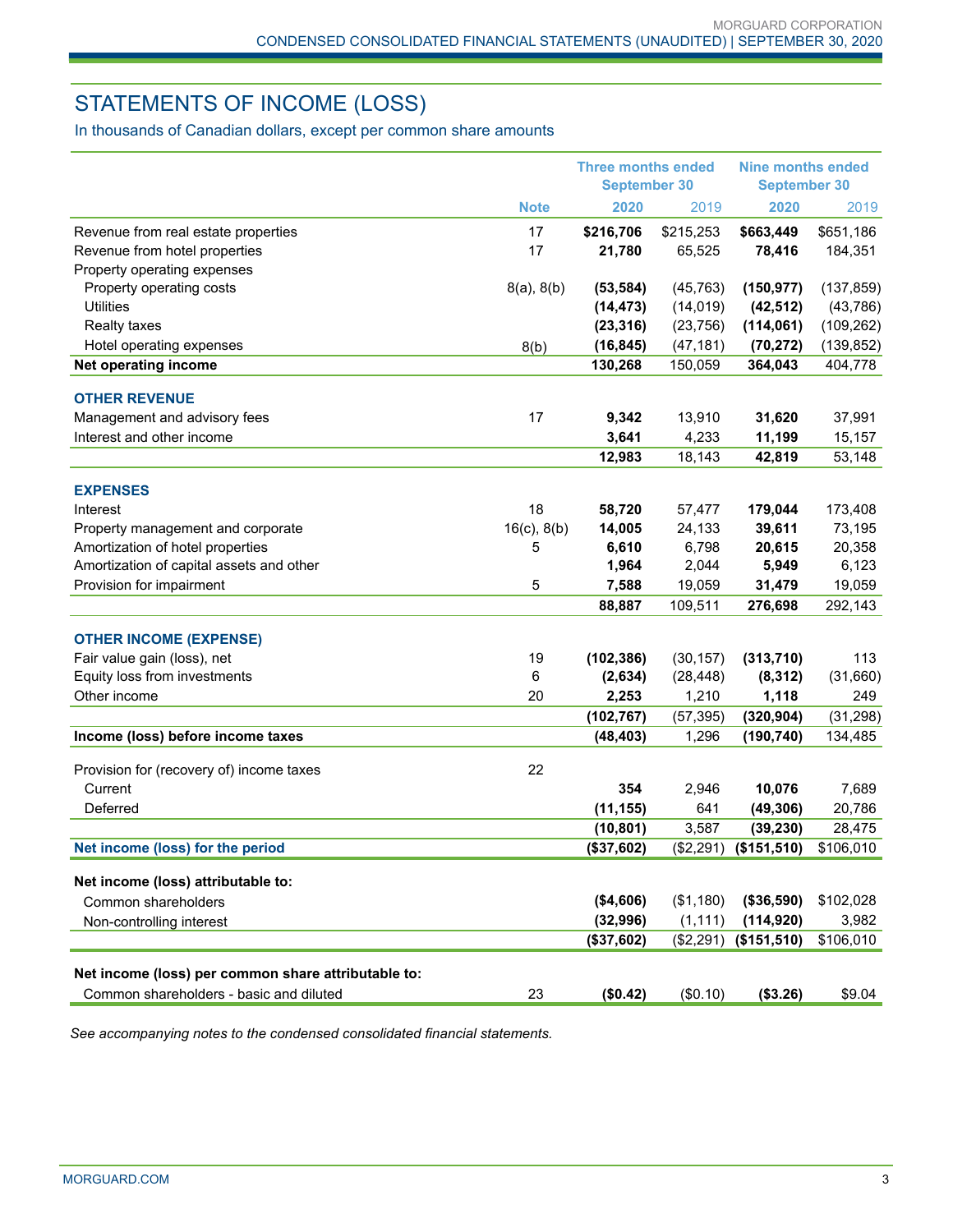# STATEMENTS OF INCOME (LOSS)

In thousands of Canadian dollars, except per common share amounts

| | Note | Three months ended September 30 | | Nine months ended September 30 | |
|---|---|---|---|---|---|
| | | **2020** | 2019 | **2020** | 2019 |
| Revenue from real estate properties | 17 | **$216,706** | $215,253 | **$663,449** | $651,186 |
| Revenue from hotel properties | 17 | **21,780** | 65,525 | **78,416** | 184,351 |
| Property operating expenses | | | | | |
| Property operating costs | 8(a), 8(b) | **(53,584)** | (45,763) | **(150,977)** | (137,859) |
| Utilities | | **(14,473)** | (14,019) | **(42,512)** | (43,786) |
| Realty taxes | | **(23,316)** | (23,756) | **(114,061)** | (109,262) |
| Hotel operating expenses | 8(b) | **(16,845)** | (47,181) | **(70,272)** | (139,852) |
| **Net operating income** | | **130,268** | 150,059 | **364,043** | 404,778 |
| **OTHER REVENUE** | | | | | |
| Management and advisory fees | 17 | **9,342** | 13,910 | **31,620** | 37,991 |
| Interest and other income | | **3,641** | 4,233 | **11,199** | 15,157 |
| | | **12,983** | 18,143 | **42,819** | 53,148 |
| **EXPENSES** | | | | | |
| Interest | 18 | **58,720** | 57,477 | **179,044** | 173,408 |
| Property management and corporate | 16(c), 8(b) | **14,005** | 24,133 | **39,611** | 73,195 |
| Amortization of hotel properties | 5 | **6,610** | 6,798 | **20,615** | 20,358 |
| Amortization of capital assets and other | | **1,964** | 2,044 | **5,949** | 6,123 |
| Provision for impairment | 5 | **7,588** | 19,059 | **31,479** | 19,059 |
| | | **88,887** | 109,511 | **276,698** | 292,143 |
| **OTHER INCOME (EXPENSE)** | | | | | |
| Fair value gain (loss), net | 19 | **(102,386)** | (30,157) | **(313,710)** | 113 |
| Equity loss from investments | 6 | **(2,634)** | (28,448) | **(8,312)** | (31,660) |
| Other income | 20 | **2,253** | 1,210 | **1,118** | 249 |
| | | **(102,767)** | (57,395) | **(320,904)** | (31,298) |
| **Income (loss) before income taxes** | | **(48,403)** | 1,296 | **(190,740)** | 134,485 |
| Provision for (recovery of) income taxes | 22 | | | | |
| Current | | **354** | 2,946 | **10,076** | 7,689 |
| Deferred | | **(11,155)** | 641 | **(49,306)** | 20,786 |
| | | **(10,801)** | 3,587 | **(39,230)** | 28,475 |
| **Net income (loss) for the period** | | **($37,602)** | ($2,291) | **($151,510)** | $106,010 |
| **Net income (loss) attributable to:** | | | | | |
| Common shareholders | | **($4,606)** | ($1,180) | **($36,590)** | $102,028 |
| Non-controlling interest | | **(32,996)** | (1,111) | **(114,920)** | 3,982 |
| | | **($37,602)** | ($2,291) | **($151,510)** | $106,010 |
| **Net income (loss) per common share attributable to:** | | | | | |
| Common shareholders - basic and diluted | 23 | **($0.42)** | ($0.10) | **($3.26)** | $9.04 |

*See accompanying notes to the condensed consolidated financial statements.*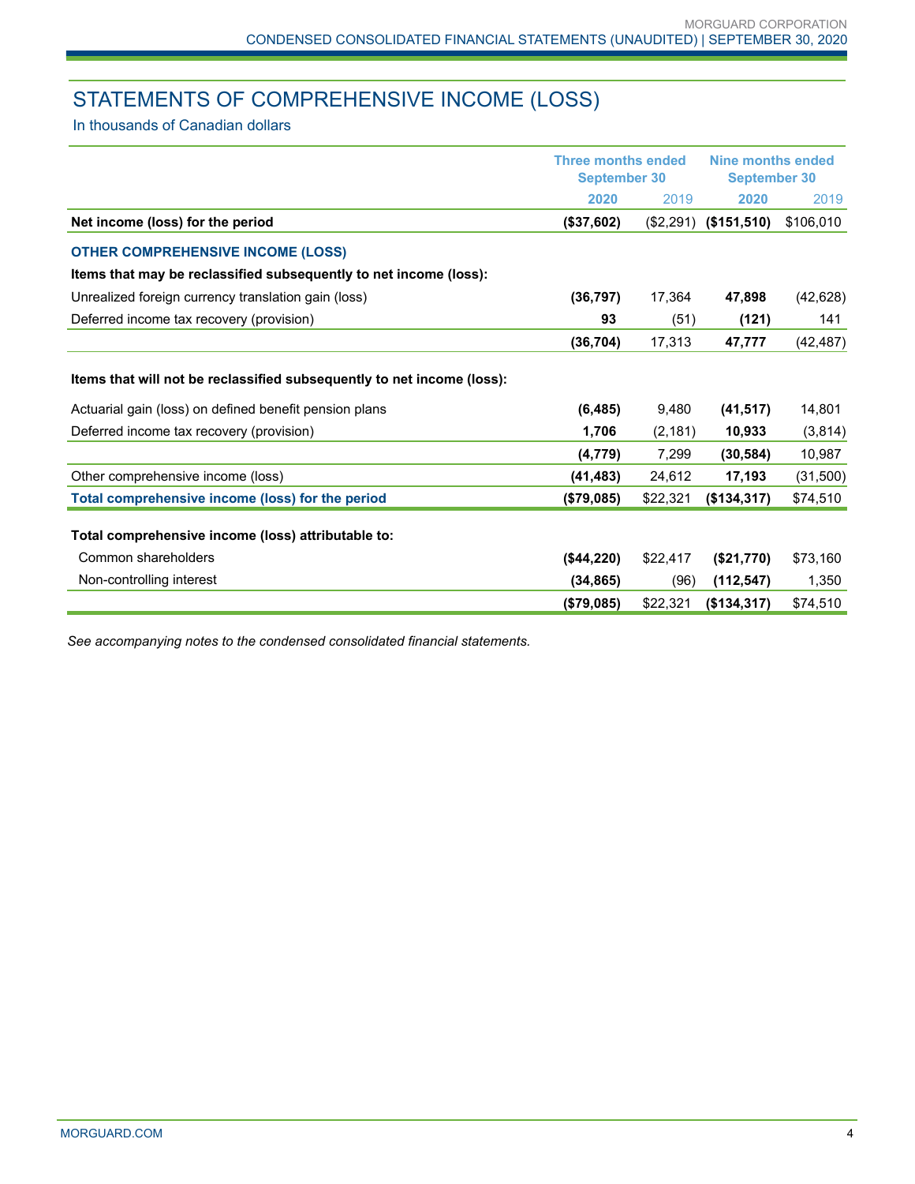# STATEMENTS OF COMPREHENSIVE INCOME (LOSS)

In thousands of Canadian dollars

| | Three months ended September 30 | | Nine months ended September 30 | |
|---|---|---|---|---|
| | **2020** | 2019 | **2020** | 2019 |
| **Net income (loss) for the period** | **($37,602)** | ($2,291) | **($151,510)** | $106,010 |
| **OTHER COMPREHENSIVE INCOME (LOSS)** | | | | |
| **Items that may be reclassified subsequently to net income (loss):** | | | | |
| Unrealized foreign currency translation gain (loss) | **(36,797)** | 17,364 | **47,898** | (42,628) |
| Deferred income tax recovery (provision) | **93** | (51) | **(121)** | 141 |
| | **(36,704)** | 17,313 | **47,777** | (42,487) |
| **Items that will not be reclassified subsequently to net income (loss):** | | | | |
| Actuarial gain (loss) on defined benefit pension plans | **(6,485)** | 9,480 | **(41,517)** | 14,801 |
| Deferred income tax recovery (provision) | **1,706** | (2,181) | **10,933** | (3,814) |
| | **(4,779)** | 7,299 | **(30,584)** | 10,987 |
| Other comprehensive income (loss) | **(41,483)** | 24,612 | **17,193** | (31,500) |
| **Total comprehensive income (loss) for the period** | **($79,085)** | $22,321 | **($134,317)** | $74,510 |
| **Total comprehensive income (loss) attributable to:** | | | | |
| Common shareholders | **($44,220)** | $22,417 | **($21,770)** | $73,160 |
| Non-controlling interest | **(34,865)** | (96) | **(112,547)** | 1,350 |
| | **($79,085)** | $22,321 | **($134,317)** | $74,510 |

*See accompanying notes to the condensed consolidated financial statements.*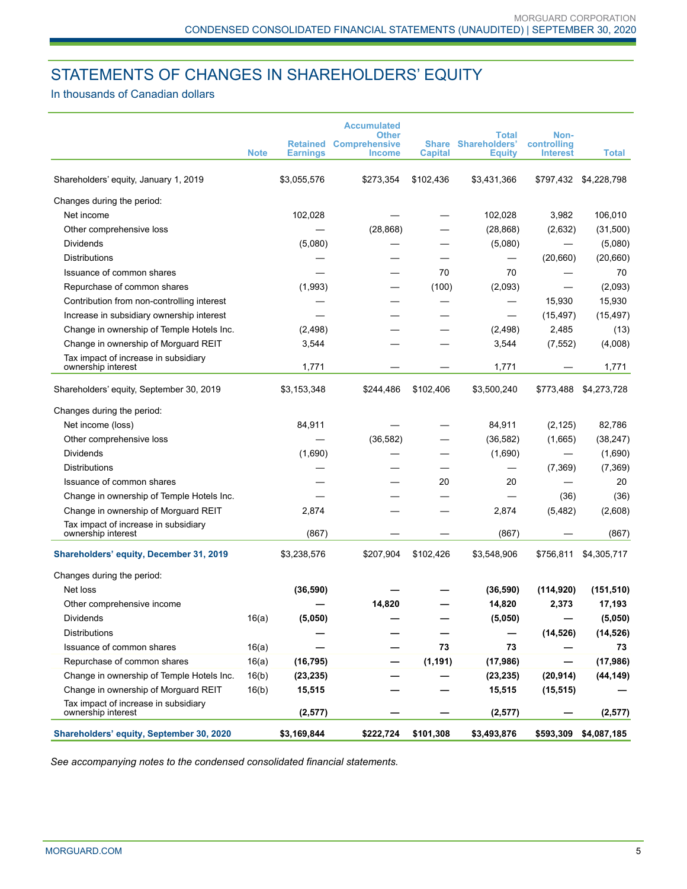# STATEMENTS OF CHANGES IN SHAREHOLDERS' EQUITY

In thousands of Canadian dollars

| | Note | Retained Earnings | Accumulated Other Comprehensive Income | Share Capital | Total Shareholders' Equity | Non-controlling Interest | Total |
|---|---|---|---|---|---|---|---|
| Shareholders' equity, January 1, 2019 | | $3,055,576 | $273,354 | $102,436 | $3,431,366 | $797,432 | $4,228,798 |
| Changes during the period: | | | | | | | |
| Net income | | 102,028 | — | — | 102,028 | 3,982 | 106,010 |
| Other comprehensive loss | | — | (28,868) | — | (28,868) | (2,632) | (31,500) |
| Dividends | | (5,080) | — | — | (5,080) | — | (5,080) |
| Distributions | | — | — | — | — | (20,660) | (20,660) |
| Issuance of common shares | | — | — | 70 | 70 | — | 70 |
| Repurchase of common shares | | (1,993) | — | (100) | (2,093) | — | (2,093) |
| Contribution from non-controlling interest | | — | — | — | — | 15,930 | 15,930 |
| Increase in subsidiary ownership interest | | — | — | — | — | (15,497) | (15,497) |
| Change in ownership of Temple Hotels Inc. | | (2,498) | — | — | (2,498) | 2,485 | (13) |
| Change in ownership of Morguard REIT | | 3,544 | — | — | 3,544 | (7,552) | (4,008) |
| Tax impact of increase in subsidiary ownership interest | | 1,771 | — | — | 1,771 | — | 1,771 |
| Shareholders' equity, September 30, 2019 | | $3,153,348 | $244,486 | $102,406 | $3,500,240 | $773,488 | $4,273,728 |
| Changes during the period: | | | | | | | |
| Net income (loss) | | 84,911 | — | — | 84,911 | (2,125) | 82,786 |
| Other comprehensive loss | | — | (36,582) | — | (36,582) | (1,665) | (38,247) |
| Dividends | | (1,690) | — | — | (1,690) | — | (1,690) |
| Distributions | | — | — | — | — | (7,369) | (7,369) |
| Issuance of common shares | | — | — | 20 | 20 | — | 20 |
| Change in ownership of Temple Hotels Inc. | | — | — | — | — | (36) | (36) |
| Change in ownership of Morguard REIT | | 2,874 | — | — | 2,874 | (5,482) | (2,608) |
| Tax impact of increase in subsidiary ownership interest | | (867) | — | — | (867) | — | (867) |
| **Shareholders' equity, December 31, 2019** | | $3,238,576 | $207,904 | $102,426 | $3,548,906 | $756,811 | $4,305,717 |
| Changes during the period: | | | | | | | |
| Net loss | | **(36,590)** | **—** | **—** | **(36,590)** | **(114,920)** | **(151,510)** |
| Other comprehensive income | | **—** | **14,820** | **—** | **14,820** | **2,373** | **17,193** |
| Dividends | 16(a) | **(5,050)** | **—** | **—** | **(5,050)** | **—** | **(5,050)** |
| Distributions | | **—** | **—** | **—** | **—** | **(14,526)** | **(14,526)** |
| Issuance of common shares | 16(a) | **—** | **—** | **73** | **73** | **—** | **73** |
| Repurchase of common shares | 16(a) | **(16,795)** | **—** | **(1,191)** | **(17,986)** | **—** | **(17,986)** |
| Change in ownership of Temple Hotels Inc. | 16(b) | **(23,235)** | **—** | **—** | **(23,235)** | **(20,914)** | **(44,149)** |
| Change in ownership of Morguard REIT | 16(b) | **15,515** | **—** | **—** | **15,515** | **(15,515)** | **—** |
| Tax impact of increase in subsidiary ownership interest | | **(2,577)** | **—** | **—** | **(2,577)** | **—** | **(2,577)** |
| **Shareholders' equity, September 30, 2020** | | **$3,169,844** | **$222,724** | **$101,308** | **$3,493,876** | **$593,309** | **$4,087,185** |

*See accompanying notes to the condensed consolidated financial statements.*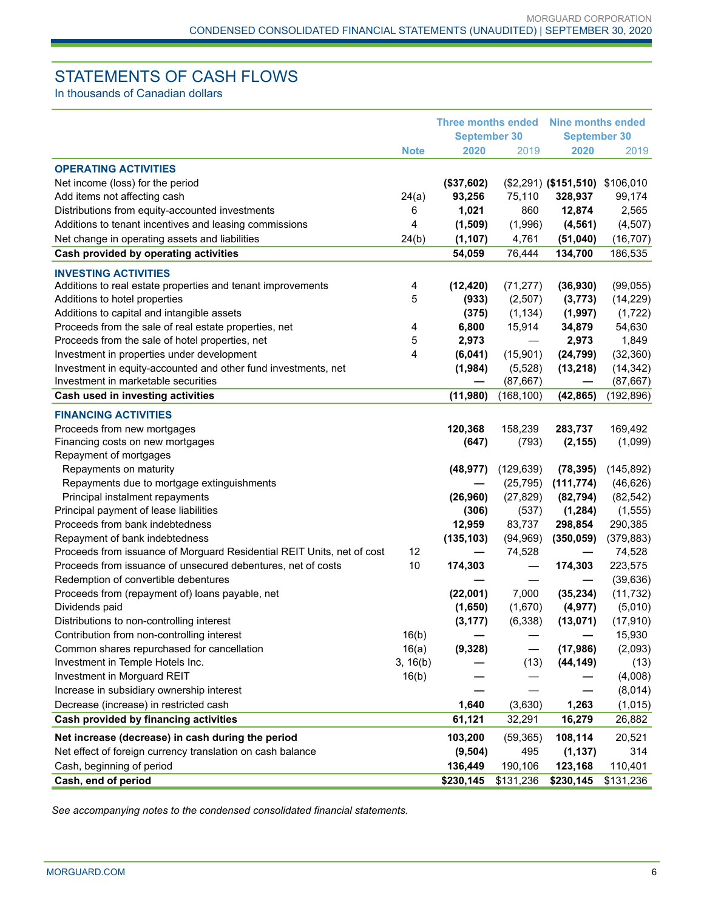# STATEMENTS OF CASH FLOWS

In thousands of Canadian dollars

| | Note | Three months ended September 30 | | Nine months ended September 30 | |
|---|---|---|---|---|---|
| | | **2020** | 2019 | **2020** | 2019 |
| **OPERATING ACTIVITIES** | | | | | |
| Net income (loss) for the period | | **($37,602)** | ($2,291) | **($151,510)** | $106,010 |
| Add items not affecting cash | 24(a) | **93,256** | 75,110 | **328,937** | 99,174 |
| Distributions from equity-accounted investments | 6 | **1,021** | 860 | **12,874** | 2,565 |
| Additions to tenant incentives and leasing commissions | 4 | **(1,509)** | (1,996) | **(4,561)** | (4,507) |
| Net change in operating assets and liabilities | 24(b) | **(1,107)** | 4,761 | **(51,040)** | (16,707) |
| **Cash provided by operating activities** | | **54,059** | 76,444 | **134,700** | 186,535 |
| **INVESTING ACTIVITIES** | | | | | |
| Additions to real estate properties and tenant improvements | 4 | **(12,420)** | (71,277) | **(36,930)** | (99,055) |
| Additions to hotel properties | 5 | **(933)** | (2,507) | **(3,773)** | (14,229) |
| Additions to capital and intangible assets | | **(375)** | (1,134) | **(1,997)** | (1,722) |
| Proceeds from the sale of real estate properties, net | 4 | **6,800** | 15,914 | **34,879** | 54,630 |
| Proceeds from the sale of hotel properties, net | 5 | **2,973** | — | **2,973** | 1,849 |
| Investment in properties under development | 4 | **(6,041)** | (15,901) | **(24,799)** | (32,360) |
| Investment in equity-accounted and other fund investments, net | | **(1,984)** | (5,528) | **(13,218)** | (14,342) |
| Investment in marketable securities | | **—** | (87,667) | **—** | (87,667) |
| **Cash used in investing activities** | | **(11,980)** | (168,100) | **(42,865)** | (192,896) |
| **FINANCING ACTIVITIES** | | | | | |
| Proceeds from new mortgages | | **120,368** | 158,239 | **283,737** | 169,492 |
| Financing costs on new mortgages | | **(647)** | (793) | **(2,155)** | (1,099) |
| Repayment of mortgages | | | | | |
| Repayments on maturity | | **(48,977)** | (129,639) | **(78,395)** | (145,892) |
| Repayments due to mortgage extinguishments | | **—** | (25,795) | **(111,774)** | (46,626) |
| Principal instalment repayments | | **(26,960)** | (27,829) | **(82,794)** | (82,542) |
| Principal payment of lease liabilities | | **(306)** | (537) | **(1,284)** | (1,555) |
| Proceeds from bank indebtedness | | **12,959** | 83,737 | **298,854** | 290,385 |
| Repayment of bank indebtedness | | **(135,103)** | (94,969) | **(350,059)** | (379,883) |
| Proceeds from issuance of Morguard Residential REIT Units, net of cost | 12 | **—** | 74,528 | **—** | 74,528 |
| Proceeds from issuance of unsecured debentures, net of costs | 10 | **174,303** | — | **174,303** | 223,575 |
| Redemption of convertible debentures | | **—** | — | **—** | (39,636) |
| Proceeds from (repayment of) loans payable, net | | **(22,001)** | 7,000 | **(35,234)** | (11,732) |
| Dividends paid | | **(1,650)** | (1,670) | **(4,977)** | (5,010) |
| Distributions to non-controlling interest | | **(3,177)** | (6,338) | **(13,071)** | (17,910) |
| Contribution from non-controlling interest | 16(b) | **—** | — | **—** | 15,930 |
| Common shares repurchased for cancellation | 16(a) | **(9,328)** | — | **(17,986)** | (2,093) |
| Investment in Temple Hotels Inc. | 3, 16(b) | **—** | (13) | **(44,149)** | (13) |
| Investment in Morguard REIT | 16(b) | **—** | — | **—** | (4,008) |
| Increase in subsidiary ownership interest | | **—** | — | **—** | (8,014) |
| Decrease (increase) in restricted cash | | **1,640** | (3,630) | **1,263** | (1,015) |
| **Cash provided by financing activities** | | **61,121** | 32,291 | **16,279** | 26,882 |
| **Net increase (decrease) in cash during the period** | | **103,200** | (59,365) | **108,114** | 20,521 |
| Net effect of foreign currency translation on cash balance | | **(9,504)** | 495 | **(1,137)** | 314 |
| Cash, beginning of period | | **136,449** | 190,106 | **123,168** | 110,401 |
| **Cash, end of period** | | **$230,145** | $131,236 | **$230,145** | $131,236 |

*See accompanying notes to the condensed consolidated financial statements.*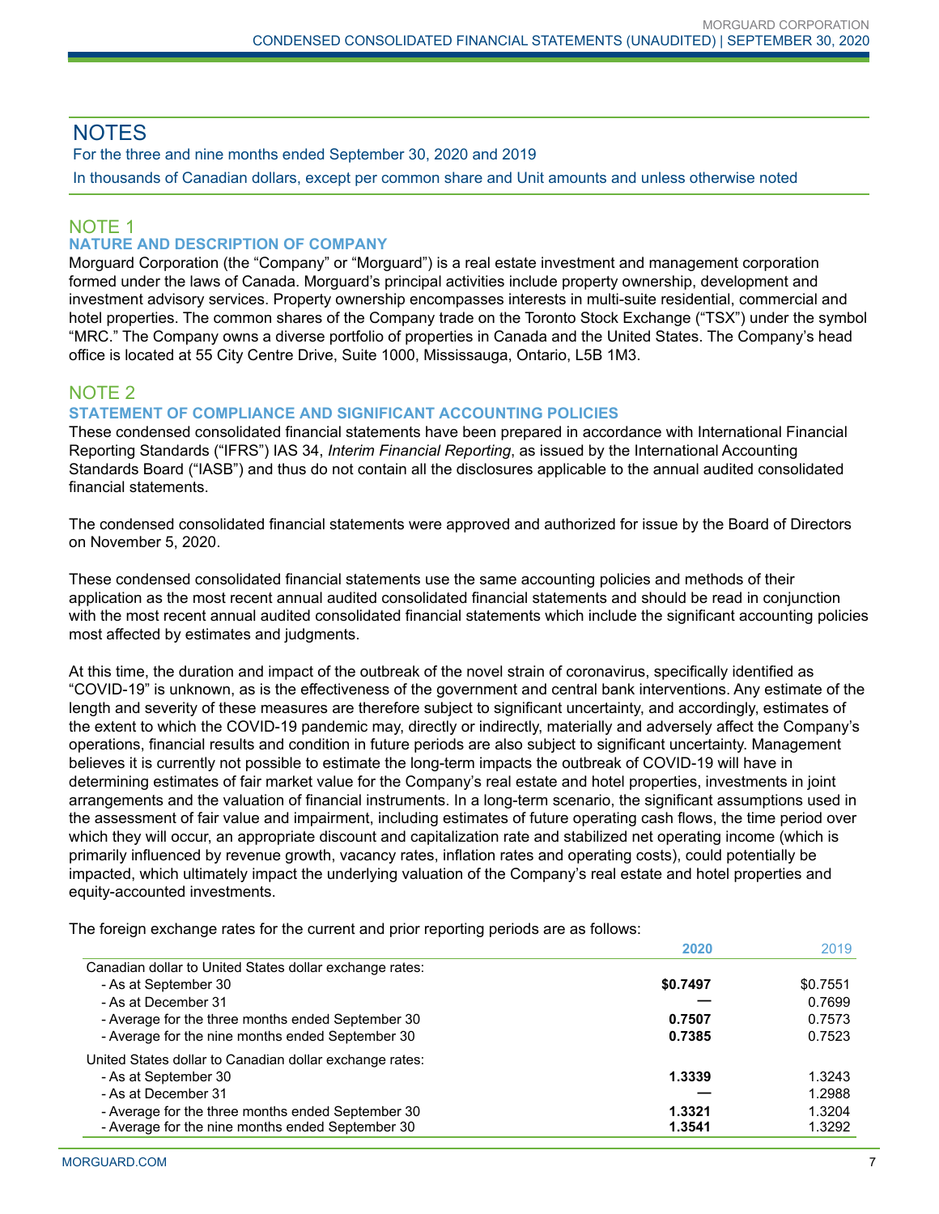# NOTES

For the three and nine months ended September 30, 2020 and 2019

In thousands of Canadian dollars, except per common share and Unit amounts and unless otherwise noted

## NOTE 1

### NATURE AND DESCRIPTION OF COMPANY

Morguard Corporation (the "Company" or "Morguard") is a real estate investment and management corporation formed under the laws of Canada. Morguard's principal activities include property ownership, development and investment advisory services. Property ownership encompasses interests in multi-suite residential, commercial and hotel properties. The common shares of the Company trade on the Toronto Stock Exchange ("TSX") under the symbol "MRC." The Company owns a diverse portfolio of properties in Canada and the United States. The Company's head office is located at 55 City Centre Drive, Suite 1000, Mississauga, Ontario, L5B 1M3.

## NOTE 2

### STATEMENT OF COMPLIANCE AND SIGNIFICANT ACCOUNTING POLICIES

These condensed consolidated financial statements have been prepared in accordance with International Financial Reporting Standards ("IFRS") IAS 34, *Interim Financial Reporting*, as issued by the International Accounting Standards Board ("IASB") and thus do not contain all the disclosures applicable to the annual audited consolidated financial statements.

The condensed consolidated financial statements were approved and authorized for issue by the Board of Directors on November 5, 2020.

These condensed consolidated financial statements use the same accounting policies and methods of their application as the most recent annual audited consolidated financial statements and should be read in conjunction with the most recent annual audited consolidated financial statements which include the significant accounting policies most affected by estimates and judgments.

At this time, the duration and impact of the outbreak of the novel strain of coronavirus, specifically identified as "COVID-19" is unknown, as is the effectiveness of the government and central bank interventions. Any estimate of the length and severity of these measures are therefore subject to significant uncertainty, and accordingly, estimates of the extent to which the COVID-19 pandemic may, directly or indirectly, materially and adversely affect the Company's operations, financial results and condition in future periods are also subject to significant uncertainty. Management believes it is currently not possible to estimate the long-term impacts the outbreak of COVID-19 will have in determining estimates of fair market value for the Company's real estate and hotel properties, investments in joint arrangements and the valuation of financial instruments. In a long-term scenario, the significant assumptions used in the assessment of fair value and impairment, including estimates of future operating cash flows, the time period over which they will occur, an appropriate discount and capitalization rate and stabilized net operating income (which is primarily influenced by revenue growth, vacancy rates, inflation rates and operating costs), could potentially be impacted, which ultimately impact the underlying valuation of the Company's real estate and hotel properties and equity-accounted investments.

The foreign exchange rates for the current and prior reporting periods are as follows:

| | **2020** | 2019 |
|---|---|---|
| Canadian dollar to United States dollar exchange rates: | | |
| - As at September 30 | **$0.7497** | $0.7551 |
| - As at December 31 | — | 0.7699 |
| - Average for the three months ended September 30 | **0.7507** | 0.7573 |
| - Average for the nine months ended September 30 | **0.7385** | 0.7523 |
| United States dollar to Canadian dollar exchange rates: | | |
| - As at September 30 | **1.3339** | 1.3243 |
| - As at December 31 | — | 1.2988 |
| - Average for the three months ended September 30 | **1.3321** | 1.3204 |
| - Average for the nine months ended September 30 | **1.3541** | 1.3292 |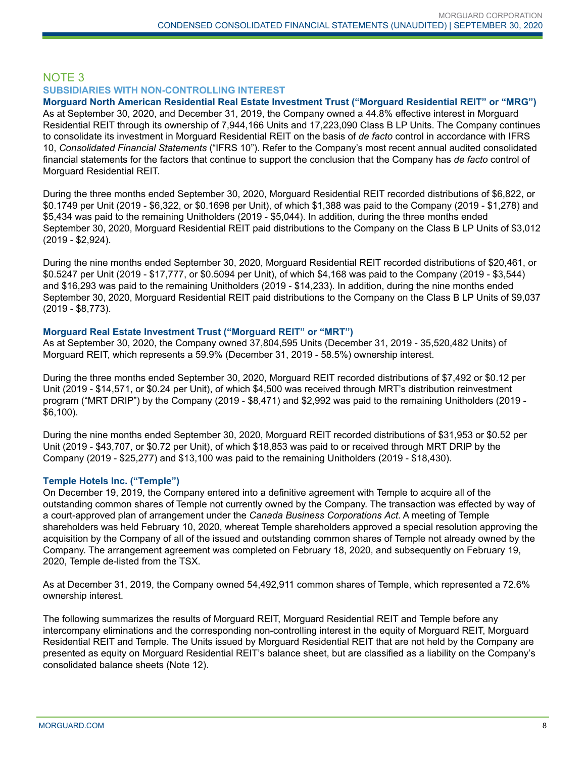## NOTE 3

### SUBSIDIARIES WITH NON-CONTROLLING INTEREST

**Morguard North American Residential Real Estate Investment Trust ("Morguard Residential REIT" or "MRG")**

As at September 30, 2020, and December 31, 2019, the Company owned a 44.8% effective interest in Morguard Residential REIT through its ownership of 7,944,166 Units and 17,223,090 Class B LP Units. The Company continues to consolidate its investment in Morguard Residential REIT on the basis of *de facto* control in accordance with IFRS 10, *Consolidated Financial Statements* ("IFRS 10"). Refer to the Company's most recent annual audited consolidated financial statements for the factors that continue to support the conclusion that the Company has *de facto* control of Morguard Residential REIT.

During the three months ended September 30, 2020, Morguard Residential REIT recorded distributions of $6,822, or $0.1749 per Unit (2019 - $6,322, or $0.1698 per Unit), of which $1,388 was paid to the Company (2019 - $1,278) and $5,434 was paid to the remaining Unitholders (2019 - $5,044). In addition, during the three months ended September 30, 2020, Morguard Residential REIT paid distributions to the Company on the Class B LP Units of $3,012 (2019 - $2,924).

During the nine months ended September 30, 2020, Morguard Residential REIT recorded distributions of $20,461, or $0.5247 per Unit (2019 - $17,777, or $0.5094 per Unit), of which $4,168 was paid to the Company (2019 - $3,544) and $16,293 was paid to the remaining Unitholders (2019 - $14,233). In addition, during the nine months ended September 30, 2020, Morguard Residential REIT paid distributions to the Company on the Class B LP Units of $9,037 (2019 - $8,773).

**Morguard Real Estate Investment Trust ("Morguard REIT" or "MRT")**

As at September 30, 2020, the Company owned 37,804,595 Units (December 31, 2019 - 35,520,482 Units) of Morguard REIT, which represents a 59.9% (December 31, 2019 - 58.5%) ownership interest.

During the three months ended September 30, 2020, Morguard REIT recorded distributions of $7,492 or $0.12 per Unit (2019 - $14,571, or $0.24 per Unit), of which $4,500 was received through MRT's distribution reinvestment program ("MRT DRIP") by the Company (2019 - $8,471) and $2,992 was paid to the remaining Unitholders (2019 - $6,100).

During the nine months ended September 30, 2020, Morguard REIT recorded distributions of $31,953 or $0.52 per Unit (2019 - $43,707, or $0.72 per Unit), of which $18,853 was paid to or received through MRT DRIP by the Company (2019 - $25,277) and $13,100 was paid to the remaining Unitholders (2019 - $18,430).

**Temple Hotels Inc. ("Temple")**

On December 19, 2019, the Company entered into a definitive agreement with Temple to acquire all of the outstanding common shares of Temple not currently owned by the Company. The transaction was effected by way of a court-approved plan of arrangement under the *Canada Business Corporations Act*. A meeting of Temple shareholders was held February 10, 2020, whereat Temple shareholders approved a special resolution approving the acquisition by the Company of all of the issued and outstanding common shares of Temple not already owned by the Company. The arrangement agreement was completed on February 18, 2020, and subsequently on February 19, 2020, Temple de-listed from the TSX.

As at December 31, 2019, the Company owned 54,492,911 common shares of Temple, which represented a 72.6% ownership interest.

The following summarizes the results of Morguard REIT, Morguard Residential REIT and Temple before any intercompany eliminations and the corresponding non-controlling interest in the equity of Morguard REIT, Morguard Residential REIT and Temple. The Units issued by Morguard Residential REIT that are not held by the Company are presented as equity on Morguard Residential REIT's balance sheet, but are classified as a liability on the Company's consolidated balance sheets (Note 12).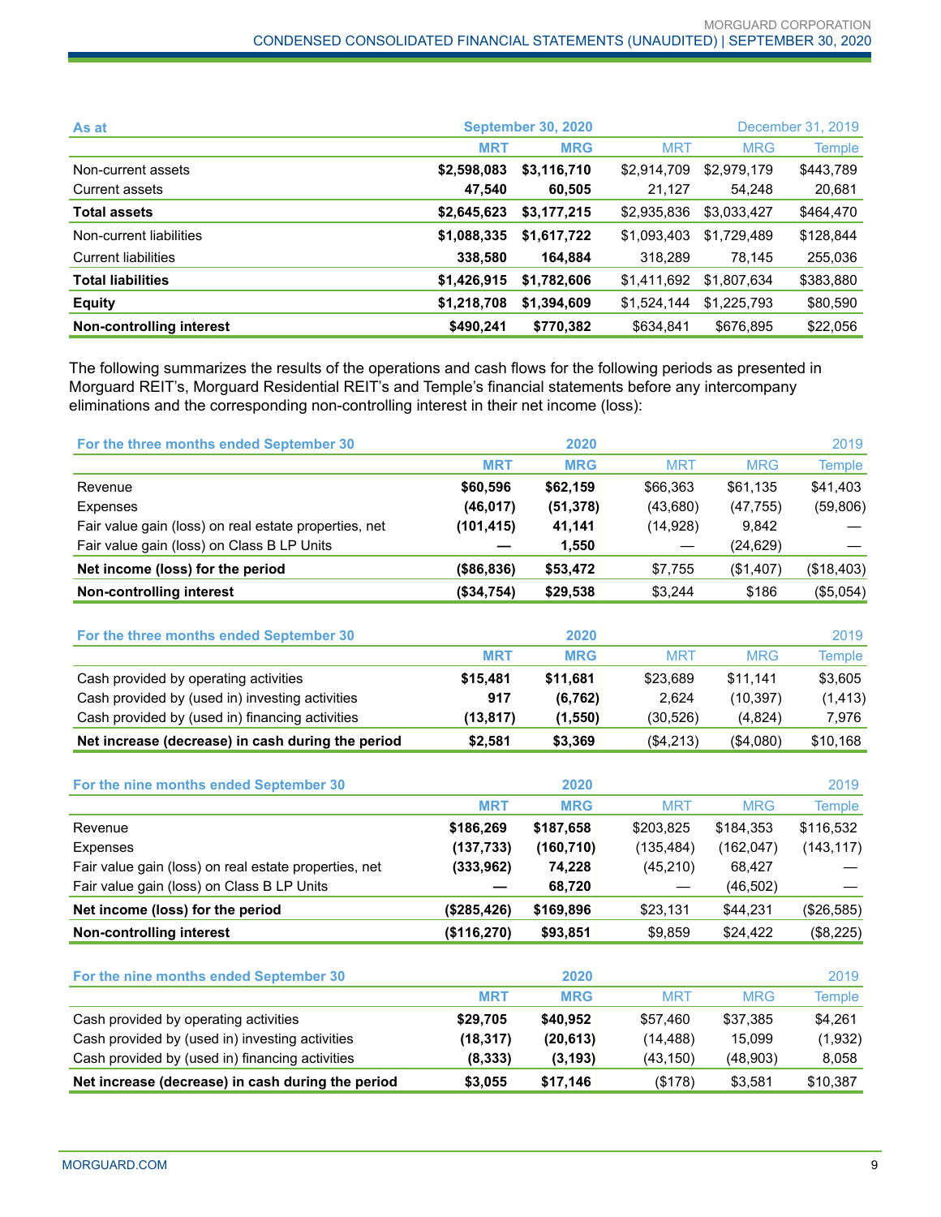| As at | September 30, 2020 | | December 31, 2019 | | |
|---|---|---|---|---|---|
| | **MRT** | **MRG** | MRT | MRG | Temple |
| Non-current assets | **$2,598,083** | **$3,116,710** | $2,914,709 | $2,979,179 | $443,789 |
| Current assets | **47,540** | **60,505** | 21,127 | 54,248 | 20,681 |
| **Total assets** | **$2,645,623** | **$3,177,215** | $2,935,836 | $3,033,427 | $464,470 |
| Non-current liabilities | **$1,088,335** | **$1,617,722** | $1,093,403 | $1,729,489 | $128,844 |
| Current liabilities | **338,580** | **164,884** | 318,289 | 78,145 | 255,036 |
| **Total liabilities** | **$1,426,915** | **$1,782,606** | $1,411,692 | $1,807,634 | $383,880 |
| **Equity** | **$1,218,708** | **$1,394,609** | $1,524,144 | $1,225,793 | $80,590 |
| **Non-controlling interest** | **$490,241** | **$770,382** | $634,841 | $676,895 | $22,056 |

The following summarizes the results of the operations and cash flows for the following periods as presented in Morguard REIT's, Morguard Residential REIT's and Temple's financial statements before any intercompany eliminations and the corresponding non-controlling interest in their net income (loss):

| For the three months ended September 30 | 2020 | | 2019 | | |
|---|---|---|---|---|---|
| | **MRT** | **MRG** | MRT | MRG | Temple |
| Revenue | **$60,596** | **$62,159** | $66,363 | $61,135 | $41,403 |
| Expenses | **(46,017)** | **(51,378)** | (43,680) | (47,755) | (59,806) |
| Fair value gain (loss) on real estate properties, net | **(101,415)** | **41,141** | (14,928) | 9,842 | — |
| Fair value gain (loss) on Class B LP Units | **—** | **1,550** | — | (24,629) | — |
| **Net income (loss) for the period** | **($86,836)** | **$53,472** | $7,755 | ($1,407) | ($18,403) |
| **Non-controlling interest** | **($34,754)** | **$29,538** | $3,244 | $186 | ($5,054) |

| For the three months ended September 30 | 2020 | | 2019 | | |
|---|---|---|---|---|---|
| | **MRT** | **MRG** | MRT | MRG | Temple |
| Cash provided by operating activities | **$15,481** | **$11,681** | $23,689 | $11,141 | $3,605 |
| Cash provided by (used in) investing activities | **917** | **(6,762)** | 2,624 | (10,397) | (1,413) |
| Cash provided by (used in) financing activities | **(13,817)** | **(1,550)** | (30,526) | (4,824) | 7,976 |
| **Net increase (decrease) in cash during the period** | **$2,581** | **$3,369** | ($4,213) | ($4,080) | $10,168 |

| For the nine months ended September 30 | 2020 | | 2019 | | |
|---|---|---|---|---|---|
| | **MRT** | **MRG** | MRT | MRG | Temple |
| Revenue | **$186,269** | **$187,658** | $203,825 | $184,353 | $116,532 |
| Expenses | **(137,733)** | **(160,710)** | (135,484) | (162,047) | (143,117) |
| Fair value gain (loss) on real estate properties, net | **(333,962)** | **74,228** | (45,210) | 68,427 | — |
| Fair value gain (loss) on Class B LP Units | **—** | **68,720** | — | (46,502) | — |
| **Net income (loss) for the period** | **($285,426)** | **$169,896** | $23,131 | $44,231 | ($26,585) |
| **Non-controlling interest** | **($116,270)** | **$93,851** | $9,859 | $24,422 | ($8,225) |

| For the nine months ended September 30 | 2020 | | 2019 | | |
|---|---|---|---|---|---|
| | **MRT** | **MRG** | MRT | MRG | Temple |
| Cash provided by operating activities | **$29,705** | **$40,952** | $57,460 | $37,385 | $4,261 |
| Cash provided by (used in) investing activities | **(18,317)** | **(20,613)** | (14,488) | 15,099 | (1,932) |
| Cash provided by (used in) financing activities | **(8,333)** | **(3,193)** | (43,150) | (48,903) | 8,058 |
| **Net increase (decrease) in cash during the period** | **$3,055** | **$17,146** | ($178) | $3,581 | $10,387 |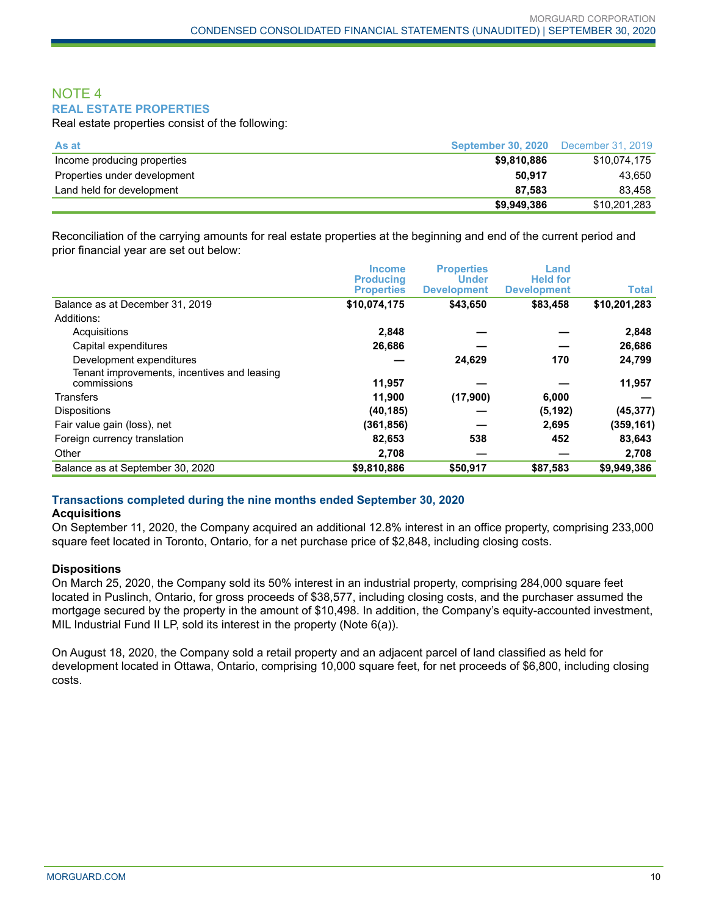## NOTE 4

### REAL ESTATE PROPERTIES

Real estate properties consist of the following:

| As at | September 30, 2020 | December 31, 2019 |
|---|---|---|
| Income producing properties | **$9,810,886** | $10,074,175 |
| Properties under development | **50,917** | 43,650 |
| Land held for development | **87,583** | 83,458 |
| | **$9,949,386** | $10,201,283 |

Reconciliation of the carrying amounts for real estate properties at the beginning and end of the current period and prior financial year are set out below:

| | Income Producing Properties | Properties Under Development | Land Held for Development | Total |
|---|---|---|---|---|
| Balance as at December 31, 2019 | **$10,074,175** | **$43,650** | **$83,458** | **$10,201,283** |
| Additions: | | | | |
| Acquisitions | **2,848** | **—** | **—** | **2,848** |
| Capital expenditures | **26,686** | **—** | **—** | **26,686** |
| Development expenditures | **—** | **24,629** | **170** | **24,799** |
| Tenant improvements, incentives and leasing commissions | **11,957** | **—** | **—** | **11,957** |
| Transfers | **11,900** | **(17,900)** | **6,000** | **—** |
| Dispositions | **(40,185)** | **—** | **(5,192)** | **(45,377)** |
| Fair value gain (loss), net | **(361,856)** | **—** | **2,695** | **(359,161)** |
| Foreign currency translation | **82,653** | **538** | **452** | **83,643** |
| Other | **2,708** | **—** | **—** | **2,708** |
| Balance as at September 30, 2020 | **$9,810,886** | **$50,917** | **$87,583** | **$9,949,386** |

### Transactions completed during the nine months ended September 30, 2020

**Acquisitions**

On September 11, 2020, the Company acquired an additional 12.8% interest in an office property, comprising 233,000 square feet located in Toronto, Ontario, for a net purchase price of $2,848, including closing costs.

**Dispositions**

On March 25, 2020, the Company sold its 50% interest in an industrial property, comprising 284,000 square feet located in Puslinch, Ontario, for gross proceeds of $38,577, including closing costs, and the purchaser assumed the mortgage secured by the property in the amount of $10,498. In addition, the Company's equity-accounted investment, MIL Industrial Fund II LP, sold its interest in the property (Note 6(a)).

On August 18, 2020, the Company sold a retail property and an adjacent parcel of land classified as held for development located in Ottawa, Ontario, comprising 10,000 square feet, for net proceeds of $6,800, including closing costs.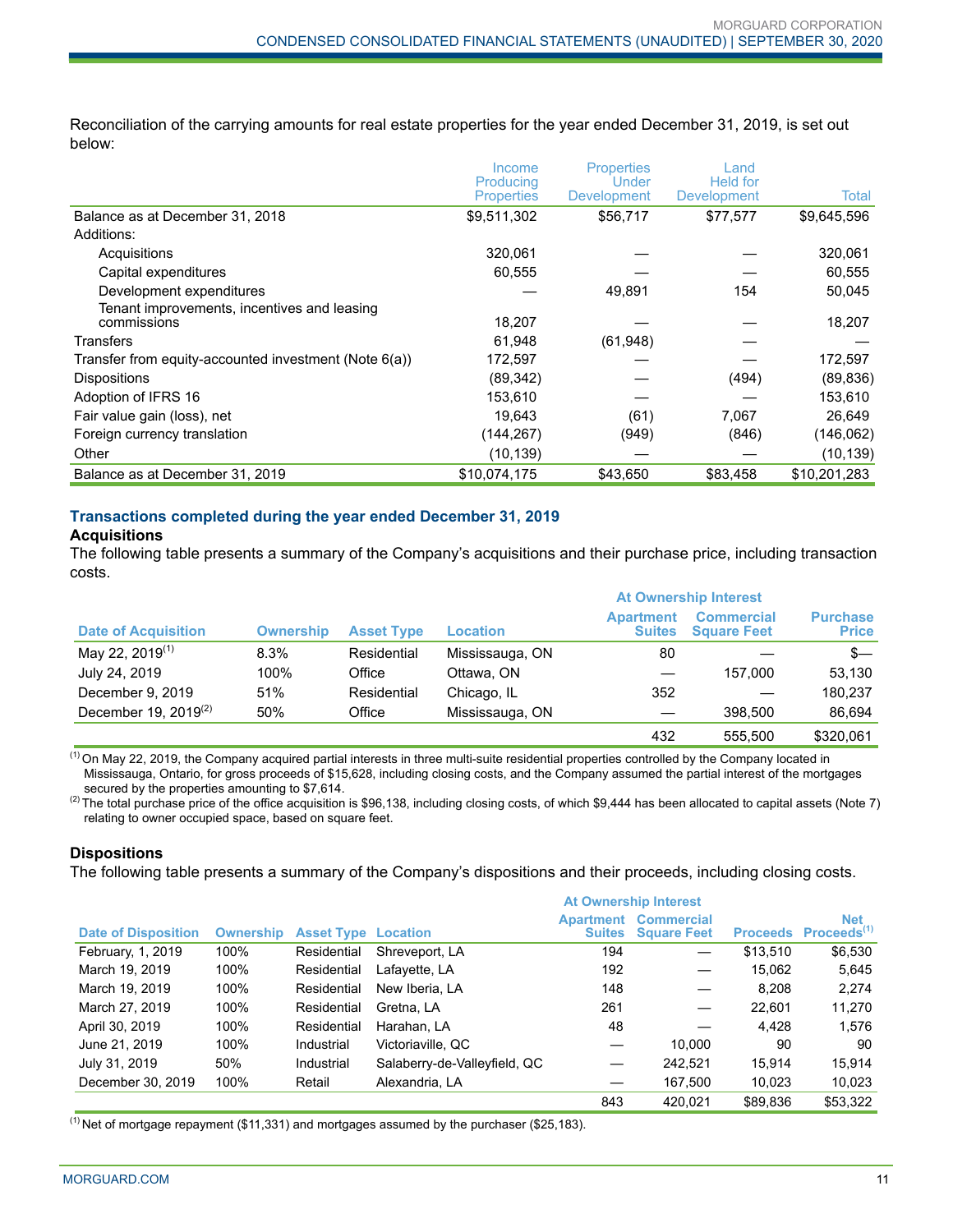Reconciliation of the carrying amounts for real estate properties for the year ended December 31, 2019, is set out below:

| | Income Producing Properties | Properties Under Development | Land Held for Development | Total |
|---|---|---|---|---|
| Balance as at December 31, 2018 | $9,511,302 | $56,717 | $77,577 | $9,645,596 |
| Additions: | | | | |
| Acquisitions | 320,061 | — | — | 320,061 |
| Capital expenditures | 60,555 | — | — | 60,555 |
| Development expenditures | — | 49,891 | 154 | 50,045 |
| Tenant improvements, incentives and leasing commissions | 18,207 | — | — | 18,207 |
| Transfers | 61,948 | (61,948) | — | — |
| Transfer from equity-accounted investment (Note 6(a)) | 172,597 | — | — | 172,597 |
| Dispositions | (89,342) | — | (494) | (89,836) |
| Adoption of IFRS 16 | 153,610 | — | — | 153,610 |
| Fair value gain (loss), net | 19,643 | (61) | 7,067 | 26,649 |
| Foreign currency translation | (144,267) | (949) | (846) | (146,062) |
| Other | (10,139) | — | — | (10,139) |
| Balance as at December 31, 2019 | $10,074,175 | $43,650 | $83,458 | $10,201,283 |

### Transactions completed during the year ended December 31, 2019

#### Acquisitions

The following table presents a summary of the Company's acquisitions and their purchase price, including transaction costs.

| | | | | At Ownership Interest | | |
|---|---|---|---|---|---|---|
| Date of Acquisition | Ownership | Asset Type | Location | Apartment Suites | Commercial Square Feet | Purchase Price |
| May 22, 2019[(1)] | 8.3% | Residential | Mississauga, ON | 80 | — | $— |
| July 24, 2019 | 100% | Office | Ottawa, ON | — | 157,000 | 53,130 |
| December 9, 2019 | 51% | Residential | Chicago, IL | 352 | — | 180,237 |
| December 19, 2019[(2)] | 50% | Office | Mississauga, ON | — | 398,500 | 86,694 |
| | | | | 432 | 555,500 | $320,061 |

(1) On May 22, 2019, the Company acquired partial interests in three multi-suite residential properties controlled by the Company located in Mississauga, Ontario, for gross proceeds of $15,628, including closing costs, and the Company assumed the partial interest of the mortgages secured by the properties amounting to $7,614.

(2) The total purchase price of the office acquisition is $96,138, including closing costs, of which $9,444 has been allocated to capital assets (Note 7) relating to owner occupied space, based on square feet.

#### Dispositions

The following table presents a summary of the Company's dispositions and their proceeds, including closing costs.

| | | | | At Ownership Interest | | | |
|---|---|---|---|---|---|---|---|
| Date of Disposition | Ownership | Asset Type | Location | Apartment Suites | Commercial Square Feet | Proceeds | Net Proceeds[(1)] |
| February, 1, 2019 | 100% | Residential | Shreveport, LA | 194 | — | $13,510 | $6,530 |
| March 19, 2019 | 100% | Residential | Lafayette, LA | 192 | — | 15,062 | 5,645 |
| March 19, 2019 | 100% | Residential | New Iberia, LA | 148 | — | 8,208 | 2,274 |
| March 27, 2019 | 100% | Residential | Gretna, LA | 261 | — | 22,601 | 11,270 |
| April 30, 2019 | 100% | Residential | Harahan, LA | 48 | — | 4,428 | 1,576 |
| June 21, 2019 | 100% | Industrial | Victoriaville, QC | — | 10,000 | 90 | 90 |
| July 31, 2019 | 50% | Industrial | Salaberry-de-Valleyfield, QC | — | 242,521 | 15,914 | 15,914 |
| December 30, 2019 | 100% | Retail | Alexandria, LA | — | 167,500 | 10,023 | 10,023 |
| | | | | 843 | 420,021 | $89,836 | $53,322 |

(1) Net of mortgage repayment ($11,331) and mortgages assumed by the purchaser ($25,183).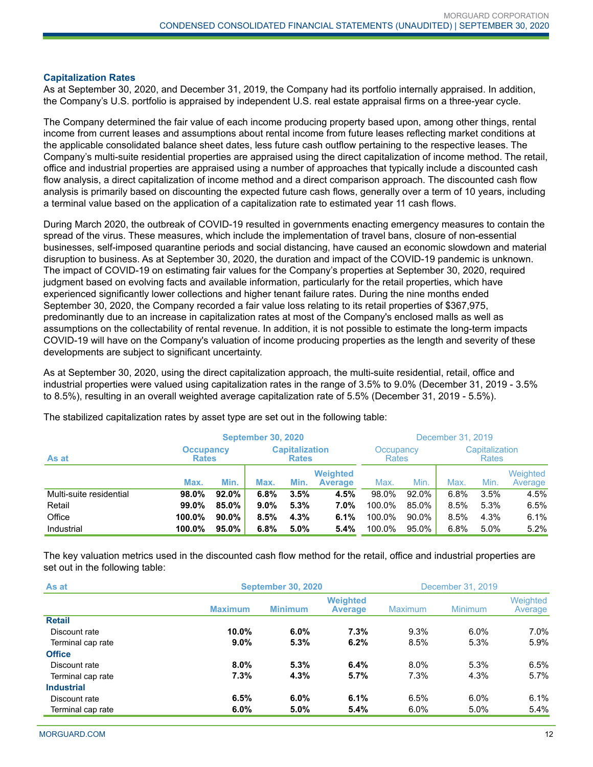### Capitalization Rates

As at September 30, 2020, and December 31, 2019, the Company had its portfolio internally appraised. In addition, the Company's U.S. portfolio is appraised by independent U.S. real estate appraisal firms on a three-year cycle.

The Company determined the fair value of each income producing property based upon, among other things, rental income from current leases and assumptions about rental income from future leases reflecting market conditions at the applicable consolidated balance sheet dates, less future cash outflow pertaining to the respective leases. The Company's multi-suite residential properties are appraised using the direct capitalization of income method. The retail, office and industrial properties are appraised using a number of approaches that typically include a discounted cash flow analysis, a direct capitalization of income method and a direct comparison approach. The discounted cash flow analysis is primarily based on discounting the expected future cash flows, generally over a term of 10 years, including a terminal value based on the application of a capitalization rate to estimated year 11 cash flows.

During March 2020, the outbreak of COVID-19 resulted in governments enacting emergency measures to contain the spread of the virus. These measures, which include the implementation of travel bans, closure of non-essential businesses, self-imposed quarantine periods and social distancing, have caused an economic slowdown and material disruption to business. As at September 30, 2020, the duration and impact of the COVID-19 pandemic is unknown. The impact of COVID-19 on estimating fair values for the Company's properties at September 30, 2020, required judgment based on evolving facts and available information, particularly for the retail properties, which have experienced significantly lower collections and higher tenant failure rates. During the nine months ended September 30, 2020, the Company recorded a fair value loss relating to its retail properties of $367,975, predominantly due to an increase in capitalization rates at most of the Company's enclosed malls as well as assumptions on the collectability of rental revenue. In addition, it is not possible to estimate the long-term impacts COVID-19 will have on the Company's valuation of income producing properties as the length and severity of these developments are subject to significant uncertainty.

As at September 30, 2020, using the direct capitalization approach, the multi-suite residential, retail, office and industrial properties were valued using capitalization rates in the range of 3.5% to 9.0% (December 31, 2019 - 3.5% to 8.5%), resulting in an overall weighted average capitalization rate of 5.5% (December 31, 2019 - 5.5%).

The stabilized capitalization rates by asset type are set out in the following table:

| As at | September 30, 2020 | | | | | December 31, 2019 | | | | |
|---|---|---|---|---|---|---|---|---|---|---|
| | Occupancy Rates | | Capitalization Rates | | | Occupancy Rates | | Capitalization Rates | | |
| | Max. | Min. | Max. | Min. | Weighted Average | Max. | Min. | Max. | Min. | Weighted Average |
| Multi-suite residential | **98.0%** | **92.0%** | **6.8%** | **3.5%** | **4.5%** | 98.0% | 92.0% | 6.8% | 3.5% | 4.5% |
| Retail | **99.0%** | **85.0%** | **9.0%** | **5.3%** | **7.0%** | 100.0% | 85.0% | 8.5% | 5.3% | 6.5% |
| Office | **100.0%** | **90.0%** | **8.5%** | **4.3%** | **6.1%** | 100.0% | 90.0% | 8.5% | 4.3% | 6.1% |
| Industrial | **100.0%** | **95.0%** | **6.8%** | **5.0%** | **5.4%** | 100.0% | 95.0% | 6.8% | 5.0% | 5.2% |

The key valuation metrics used in the discounted cash flow method for the retail, office and industrial properties are set out in the following table:

| As at | September 30, 2020 | | | December 31, 2019 | | |
|---|---|---|---|---|---|---|
| | Maximum | Minimum | Weighted Average | Maximum | Minimum | Weighted Average |
| **Retail** | | | | | | |
| Discount rate | **10.0%** | **6.0%** | **7.3%** | 9.3% | 6.0% | 7.0% |
| Terminal cap rate | **9.0%** | **5.3%** | **6.2%** | 8.5% | 5.3% | 5.9% |
| **Office** | | | | | | |
| Discount rate | **8.0%** | **5.3%** | **6.4%** | 8.0% | 5.3% | 6.5% |
| Terminal cap rate | **7.3%** | **4.3%** | **5.7%** | 7.3% | 4.3% | 5.7% |
| **Industrial** | | | | | | |
| Discount rate | **6.5%** | **6.0%** | **6.1%** | 6.5% | 6.0% | 6.1% |
| Terminal cap rate | **6.0%** | **5.0%** | **5.4%** | 6.0% | 5.0% | 5.4% |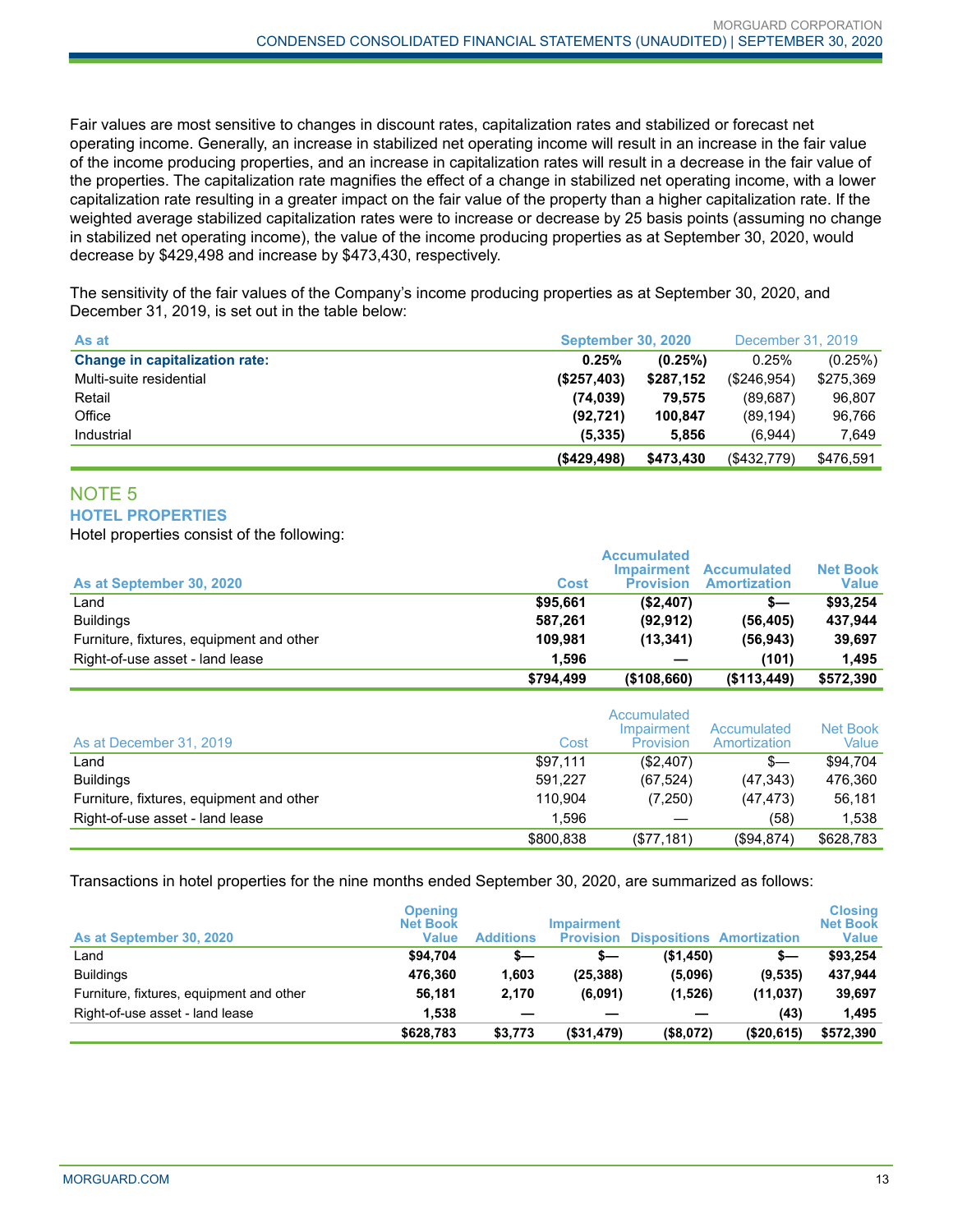Fair values are most sensitive to changes in discount rates, capitalization rates and stabilized or forecast net operating income. Generally, an increase in stabilized net operating income will result in an increase in the fair value of the income producing properties, and an increase in capitalization rates will result in a decrease in the fair value of the properties. The capitalization rate magnifies the effect of a change in stabilized net operating income, with a lower capitalization rate resulting in a greater impact on the fair value of the property than a higher capitalization rate. If the weighted average stabilized capitalization rates were to increase or decrease by 25 basis points (assuming no change in stabilized net operating income), the value of the income producing properties as at September 30, 2020, would decrease by $429,498 and increase by $473,430, respectively.

The sensitivity of the fair values of the Company's income producing properties as at September 30, 2020, and December 31, 2019, is set out in the table below:

| As at | September 30, 2020 | | December 31, 2019 | |
|---|---|---|---|---|
| **Change in capitalization rate:** | **0.25%** | **(0.25%)** | 0.25% | (0.25%) |
| Multi-suite residential | **($257,403)** | **$287,152** | ($246,954) | $275,369 |
| Retail | **(74,039)** | **79,575** | (89,687) | 96,807 |
| Office | **(92,721)** | **100,847** | (89,194) | 96,766 |
| Industrial | **(5,335)** | **5,856** | (6,944) | 7,649 |
| | **($429,498)** | **$473,430** | ($432,779) | $476,591 |

## NOTE 5

### HOTEL PROPERTIES

Hotel properties consist of the following:

| As at September 30, 2020 | Cost | Accumulated Impairment Provision | Accumulated Amortization | Net Book Value |
|---|---|---|---|---|
| Land | **$95,661** | **($2,407)** | **$—** | **$93,254** |
| Buildings | **587,261** | **(92,912)** | **(56,405)** | **437,944** |
| Furniture, fixtures, equipment and other | **109,981** | **(13,341)** | **(56,943)** | **39,697** |
| Right-of-use asset - land lease | **1,596** | **—** | **(101)** | **1,495** |
| | **$794,499** | **($108,660)** | **($113,449)** | **$572,390** |

| As at December 31, 2019 | Cost | Accumulated Impairment Provision | Accumulated Amortization | Net Book Value |
|---|---|---|---|---|
| Land | $97,111 | ($2,407) | $— | $94,704 |
| Buildings | 591,227 | (67,524) | (47,343) | 476,360 |
| Furniture, fixtures, equipment and other | 110,904 | (7,250) | (47,473) | 56,181 |
| Right-of-use asset - land lease | 1,596 | — | (58) | 1,538 |
| | $800,838 | ($77,181) | ($94,874) | $628,783 |

Transactions in hotel properties for the nine months ended September 30, 2020, are summarized as follows:

| As at September 30, 2020 | Opening Net Book Value | Additions | Impairment Provision | Dispositions | Amortization | Closing Net Book Value |
|---|---|---|---|---|---|---|
| Land | **$94,704** | **$—** | **$—** | **($1,450)** | **$—** | **$93,254** |
| Buildings | **476,360** | **1,603** | **(25,388)** | **(5,096)** | **(9,535)** | **437,944** |
| Furniture, fixtures, equipment and other | **56,181** | **2,170** | **(6,091)** | **(1,526)** | **(11,037)** | **39,697** |
| Right-of-use asset - land lease | **1,538** | **—** | **—** | **—** | **(43)** | **1,495** |
| | **$628,783** | **$3,773** | **($31,479)** | **($8,072)** | **($20,615)** | **$572,390** |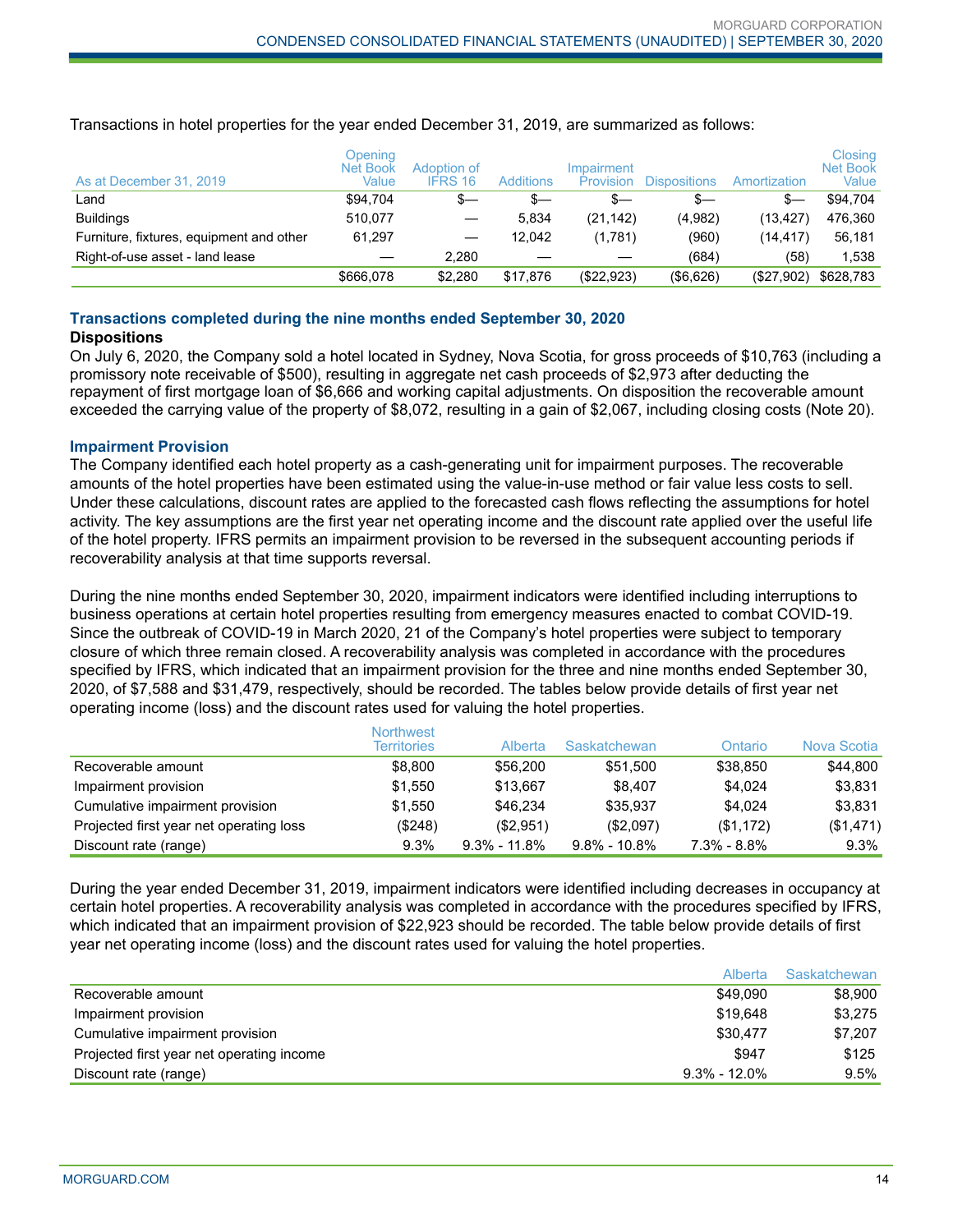Transactions in hotel properties for the year ended December 31, 2019, are summarized as follows:

| As at December 31, 2019 | Opening Net Book Value | Adoption of IFRS 16 | Additions | Impairment Provision | Dispositions | Amortization | Closing Net Book Value |
|---|---|---|---|---|---|---|---|
| Land | $94,704 | $— | $— | $— | $— | $— | $94,704 |
| Buildings | 510,077 | — | 5,834 | (21,142) | (4,982) | (13,427) | 476,360 |
| Furniture, fixtures, equipment and other | 61,297 | — | 12,042 | (1,781) | (960) | (14,417) | 56,181 |
| Right-of-use asset - land lease | — | 2,280 | — | — | (684) | (58) | 1,538 |
| | $666,078 | $2,280 | $17,876 | ($22,923) | ($6,626) | ($27,902) | $628,783 |

## Transactions completed during the nine months ended September 30, 2020

**Dispositions**

On July 6, 2020, the Company sold a hotel located in Sydney, Nova Scotia, for gross proceeds of $10,763 (including a promissory note receivable of $500), resulting in aggregate net cash proceeds of $2,973 after deducting the repayment of first mortgage loan of $6,666 and working capital adjustments. On disposition the recoverable amount exceeded the carrying value of the property of $8,072, resulting in a gain of $2,067, including closing costs (Note 20).

## Impairment Provision

The Company identified each hotel property as a cash-generating unit for impairment purposes. The recoverable amounts of the hotel properties have been estimated using the value-in-use method or fair value less costs to sell. Under these calculations, discount rates are applied to the forecasted cash flows reflecting the assumptions for hotel activity. The key assumptions are the first year net operating income and the discount rate applied over the useful life of the hotel property. IFRS permits an impairment provision to be reversed in the subsequent accounting periods if recoverability analysis at that time supports reversal.

During the nine months ended September 30, 2020, impairment indicators were identified including interruptions to business operations at certain hotel properties resulting from emergency measures enacted to combat COVID-19. Since the outbreak of COVID-19 in March 2020, 21 of the Company's hotel properties were subject to temporary closure of which three remain closed. A recoverability analysis was completed in accordance with the procedures specified by IFRS, which indicated that an impairment provision for the three and nine months ended September 30, 2020, of $7,588 and $31,479, respectively, should be recorded. The tables below provide details of first year net operating income (loss) and the discount rates used for valuing the hotel properties.

| | Northwest Territories | Alberta | Saskatchewan | Ontario | Nova Scotia |
|---|---|---|---|---|---|
| Recoverable amount | $8,800 | $56,200 | $51,500 | $38,850 | $44,800 |
| Impairment provision | $1,550 | $13,667 | $8,407 | $4,024 | $3,831 |
| Cumulative impairment provision | $1,550 | $46,234 | $35,937 | $4,024 | $3,831 |
| Projected first year net operating loss | ($248) | ($2,951) | ($2,097) | ($1,172) | ($1,471) |
| Discount rate (range) | 9.3% | 9.3% - 11.8% | 9.8% - 10.8% | 7.3% - 8.8% | 9.3% |

During the year ended December 31, 2019, impairment indicators were identified including decreases in occupancy at certain hotel properties. A recoverability analysis was completed in accordance with the procedures specified by IFRS, which indicated that an impairment provision of $22,923 should be recorded. The table below provide details of first year net operating income (loss) and the discount rates used for valuing the hotel properties.

| | Alberta | Saskatchewan |
|---|---|---|
| Recoverable amount | $49,090 | $8,900 |
| Impairment provision | $19,648 | $3,275 |
| Cumulative impairment provision | $30,477 | $7,207 |
| Projected first year net operating income | $947 | $125 |
| Discount rate (range) | 9.3% - 12.0% | 9.5% |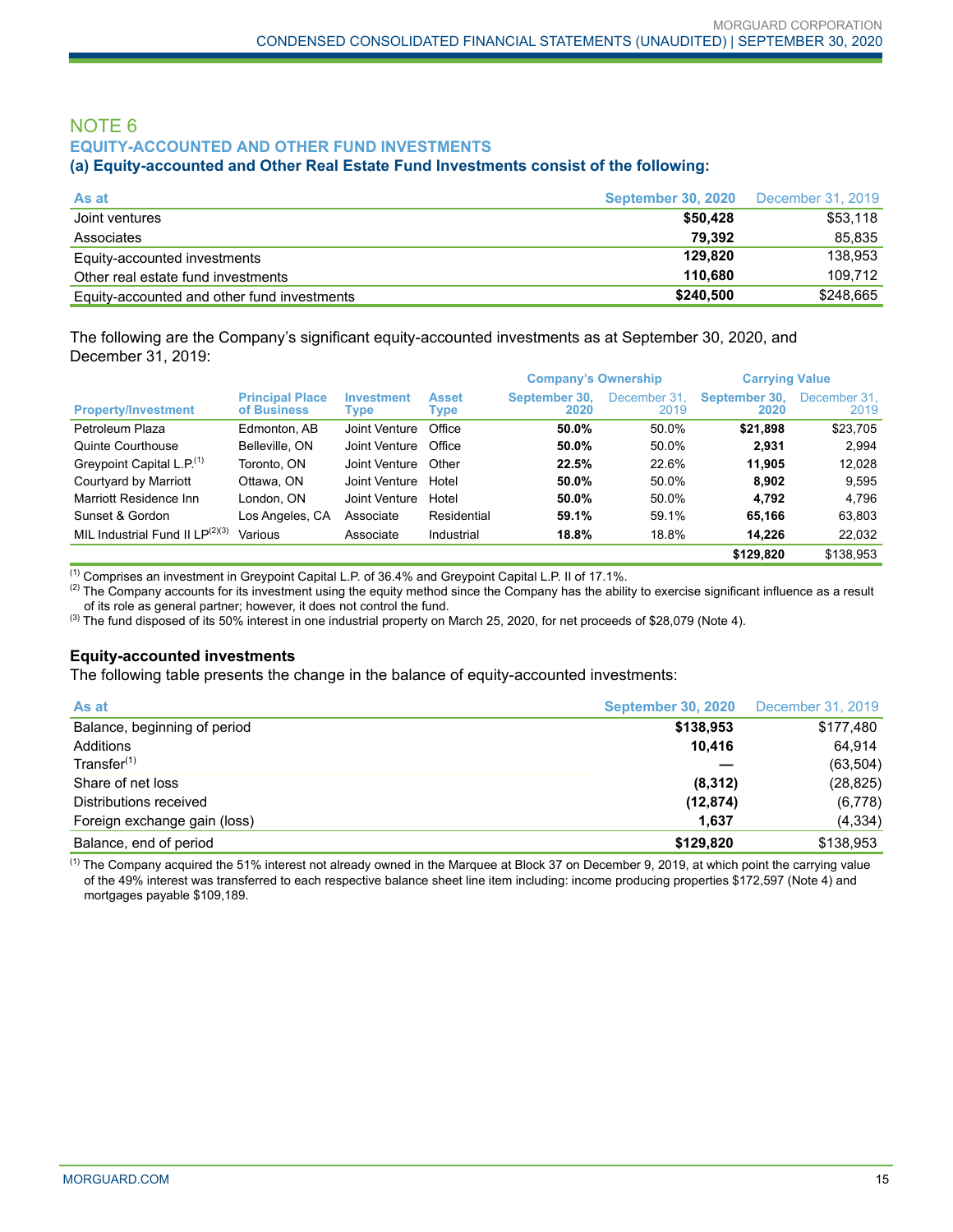# NOTE 6

## EQUITY-ACCOUNTED AND OTHER FUND INVESTMENTS

### (a) Equity-accounted and Other Real Estate Fund Investments consist of the following:

| As at | September 30, 2020 | December 31, 2019 |
|---|---|---|
| Joint ventures | **$50,428** | $53,118 |
| Associates | **79,392** | 85,835 |
| Equity-accounted investments | **129,820** | 138,953 |
| Other real estate fund investments | **110,680** | 109,712 |
| Equity-accounted and other fund investments | **$240,500** | $248,665 |

The following are the Company's significant equity-accounted investments as at September 30, 2020, and December 31, 2019:

| | | | | Company's Ownership | | Carrying Value | |
|---|---|---|---|---|---|---|---|
| Property/Investment | Principal Place of Business | Investment Type | Asset Type | September 30, 2020 | December 31, 2019 | September 30, 2020 | December 31, 2019 |
| Petroleum Plaza | Edmonton, AB | Joint Venture | Office | **50.0%** | 50.0% | **$21,898** | $23,705 |
| Quinte Courthouse | Belleville, ON | Joint Venture | Office | **50.0%** | 50.0% | **2,931** | 2,994 |
| Greypoint Capital L.P.[1] | Toronto, ON | Joint Venture | Other | **22.5%** | 22.6% | **11,905** | 12,028 |
| Courtyard by Marriott | Ottawa, ON | Joint Venture | Hotel | **50.0%** | 50.0% | **8,902** | 9,595 |
| Marriott Residence Inn | London, ON | Joint Venture | Hotel | **50.0%** | 50.0% | **4,792** | 4,796 |
| Sunset & Gordon | Los Angeles, CA | Associate | Residential | **59.1%** | 59.1% | **65,166** | 63,803 |
| MIL Industrial Fund II LP[2][3] | Various | Associate | Industrial | **18.8%** | 18.8% | **14,226** | 22,032 |
| | | | | | | **$129,820** | $138,953 |

[1] Comprises an investment in Greypoint Capital L.P. of 36.4% and Greypoint Capital L.P. II of 17.1%.

[2] The Company accounts for its investment using the equity method since the Company has the ability to exercise significant influence as a result of its role as general partner; however, it does not control the fund.

[3] The fund disposed of its 50% interest in one industrial property on March 25, 2020, for net proceeds of $28,079 (Note 4).

### Equity-accounted investments

The following table presents the change in the balance of equity-accounted investments:

| As at | September 30, 2020 | December 31, 2019 |
|---|---|---|
| Balance, beginning of period | **$138,953** | $177,480 |
| Additions | **10,416** | 64,914 |
| Transfer[1] | **—** | (63,504) |
| Share of net loss | **(8,312)** | (28,825) |
| Distributions received | **(12,874)** | (6,778) |
| Foreign exchange gain (loss) | **1,637** | (4,334) |
| Balance, end of period | **$129,820** | $138,953 |

[1] The Company acquired the 51% interest not already owned in the Marquee at Block 37 on December 9, 2019, at which point the carrying value of the 49% interest was transferred to each respective balance sheet line item including: income producing properties $172,597 (Note 4) and mortgages payable $109,189.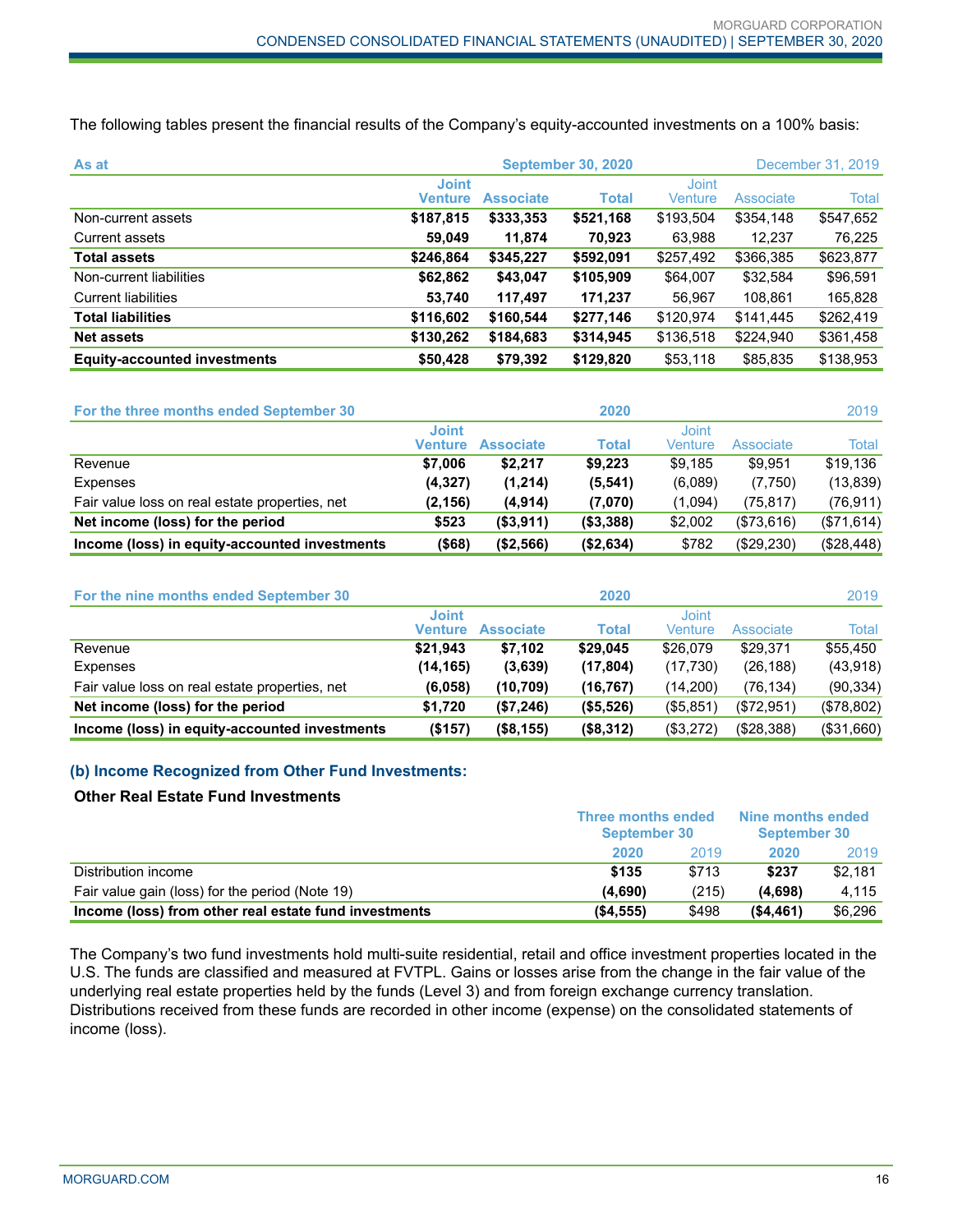The following tables present the financial results of the Company's equity-accounted investments on a 100% basis:

| As at | September 30, 2020 | | | December 31, 2019 | | |
|---|---|---|---|---|---|---|
| | **Joint Venture** | **Associate** | **Total** | Joint Venture | Associate | Total |
| Non-current assets | **$187,815** | **$333,353** | **$521,168** | $193,504 | $354,148 | $547,652 |
| Current assets | **59,049** | **11,874** | **70,923** | 63,988 | 12,237 | 76,225 |
| **Total assets** | **$246,864** | **$345,227** | **$592,091** | $257,492 | $366,385 | $623,877 |
| Non-current liabilities | **$62,862** | **$43,047** | **$105,909** | $64,007 | $32,584 | $96,591 |
| Current liabilities | **53,740** | **117,497** | **171,237** | 56,967 | 108,861 | 165,828 |
| **Total liabilities** | **$116,602** | **$160,544** | **$277,146** | $120,974 | $141,445 | $262,419 |
| **Net assets** | **$130,262** | **$184,683** | **$314,945** | $136,518 | $224,940 | $361,458 |
| **Equity-accounted investments** | **$50,428** | **$79,392** | **$129,820** | $53,118 | $85,835 | $138,953 |

| For the three months ended September 30 | 2020 | | | 2019 | | |
|---|---|---|---|---|---|---|
| | **Joint Venture** | **Associate** | **Total** | Joint Venture | Associate | Total |
| Revenue | **$7,006** | **$2,217** | **$9,223** | $9,185 | $9,951 | $19,136 |
| Expenses | **(4,327)** | **(1,214)** | **(5,541)** | (6,089) | (7,750) | (13,839) |
| Fair value loss on real estate properties, net | **(2,156)** | **(4,914)** | **(7,070)** | (1,094) | (75,817) | (76,911) |
| **Net income (loss) for the period** | **$523** | **($3,911)** | **($3,388)** | $2,002 | ($73,616) | ($71,614) |
| **Income (loss) in equity-accounted investments** | **($68)** | **($2,566)** | **($2,634)** | $782 | ($29,230) | ($28,448) |

| For the nine months ended September 30 | 2020 | | | 2019 | | |
|---|---|---|---|---|---|---|
| | **Joint Venture** | **Associate** | **Total** | Joint Venture | Associate | Total |
| Revenue | **$21,943** | **$7,102** | **$29,045** | $26,079 | $29,371 | $55,450 |
| Expenses | **(14,165)** | **(3,639)** | **(17,804)** | (17,730) | (26,188) | (43,918) |
| Fair value loss on real estate properties, net | **(6,058)** | **(10,709)** | **(16,767)** | (14,200) | (76,134) | (90,334) |
| **Net income (loss) for the period** | **$1,720** | **($7,246)** | **($5,526)** | ($5,851) | ($72,951) | ($78,802) |
| **Income (loss) in equity-accounted investments** | **($157)** | **($8,155)** | **($8,312)** | ($3,272) | ($28,388) | ($31,660) |

### (b) Income Recognized from Other Fund Investments:

**Other Real Estate Fund Investments**

| | Three months ended September 30 | | Nine months ended September 30 | |
|---|---|---|---|---|
| | **2020** | 2019 | **2020** | 2019 |
| Distribution income | **$135** | $713 | **$237** | $2,181 |
| Fair value gain (loss) for the period (Note 19) | **(4,690)** | (215) | **(4,698)** | 4,115 |
| **Income (loss) from other real estate fund investments** | **($4,555)** | $498 | **($4,461)** | $6,296 |

The Company's two fund investments hold multi-suite residential, retail and office investment properties located in the U.S. The funds are classified and measured at FVTPL. Gains or losses arise from the change in the fair value of the underlying real estate properties held by the funds (Level 3) and from foreign exchange currency translation. Distributions received from these funds are recorded in other income (expense) on the consolidated statements of income (loss).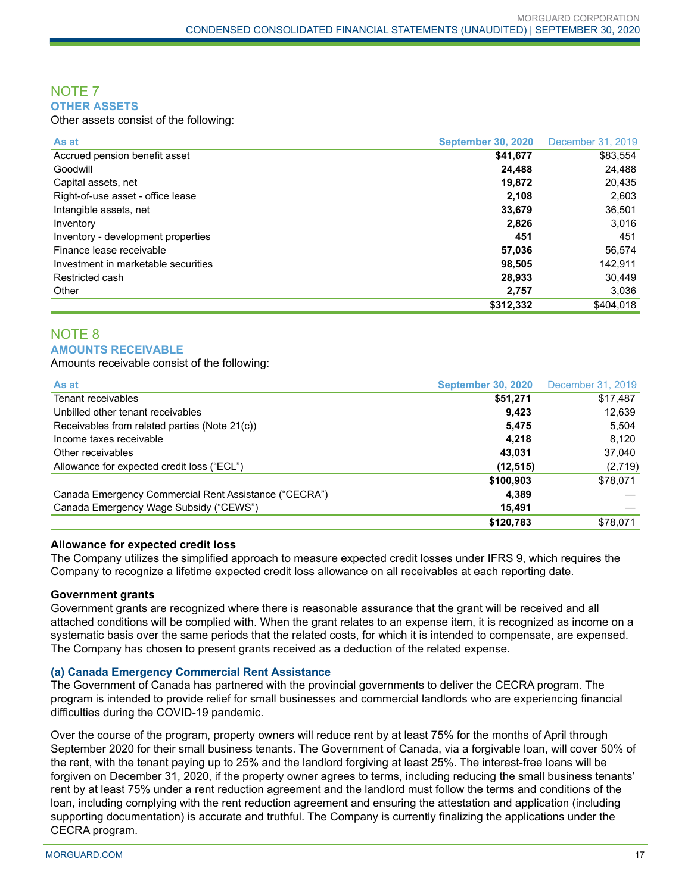## NOTE 7

### OTHER ASSETS

Other assets consist of the following:

| As at | September 30, 2020 | December 31, 2019 |
|---|---|---|
| Accrued pension benefit asset | **$41,677** | $83,554 |
| Goodwill | **24,488** | 24,488 |
| Capital assets, net | **19,872** | 20,435 |
| Right-of-use asset - office lease | **2,108** | 2,603 |
| Intangible assets, net | **33,679** | 36,501 |
| Inventory | **2,826** | 3,016 |
| Inventory - development properties | **451** | 451 |
| Finance lease receivable | **57,036** | 56,574 |
| Investment in marketable securities | **98,505** | 142,911 |
| Restricted cash | **28,933** | 30,449 |
| Other | **2,757** | 3,036 |
| | **$312,332** | $404,018 |

## NOTE 8

### AMOUNTS RECEIVABLE

Amounts receivable consist of the following:

| As at | September 30, 2020 | December 31, 2019 |
|---|---|---|
| Tenant receivables | **$51,271** | $17,487 |
| Unbilled other tenant receivables | **9,423** | 12,639 |
| Receivables from related parties (Note 21(c)) | **5,475** | 5,504 |
| Income taxes receivable | **4,218** | 8,120 |
| Other receivables | **43,031** | 37,040 |
| Allowance for expected credit loss (“ECL”) | **(12,515)** | (2,719) |
| | **$100,903** | $78,071 |
| Canada Emergency Commercial Rent Assistance (“CECRA”) | **4,389** | — |
| Canada Emergency Wage Subsidy (“CEWS”) | **15,491** | — |
| | **$120,783** | $78,071 |

**Allowance for expected credit loss**

The Company utilizes the simplified approach to measure expected credit losses under IFRS 9, which requires the Company to recognize a lifetime expected credit loss allowance on all receivables at each reporting date.

**Government grants**

Government grants are recognized where there is reasonable assurance that the grant will be received and all attached conditions will be complied with. When the grant relates to an expense item, it is recognized as income on a systematic basis over the same periods that the related costs, for which it is intended to compensate, are expensed. The Company has chosen to present grants received as a deduction of the related expense.

**(a) Canada Emergency Commercial Rent Assistance**

The Government of Canada has partnered with the provincial governments to deliver the CECRA program. The program is intended to provide relief for small businesses and commercial landlords who are experiencing financial difficulties during the COVID-19 pandemic.

Over the course of the program, property owners will reduce rent by at least 75% for the months of April through September 2020 for their small business tenants. The Government of Canada, via a forgivable loan, will cover 50% of the rent, with the tenant paying up to 25% and the landlord forgiving at least 25%. The interest-free loans will be forgiven on December 31, 2020, if the property owner agrees to terms, including reducing the small business tenants' rent by at least 75% under a rent reduction agreement and the landlord must follow the terms and conditions of the loan, including complying with the rent reduction agreement and ensuring the attestation and application (including supporting documentation) is accurate and truthful. The Company is currently finalizing the applications under the CECRA program.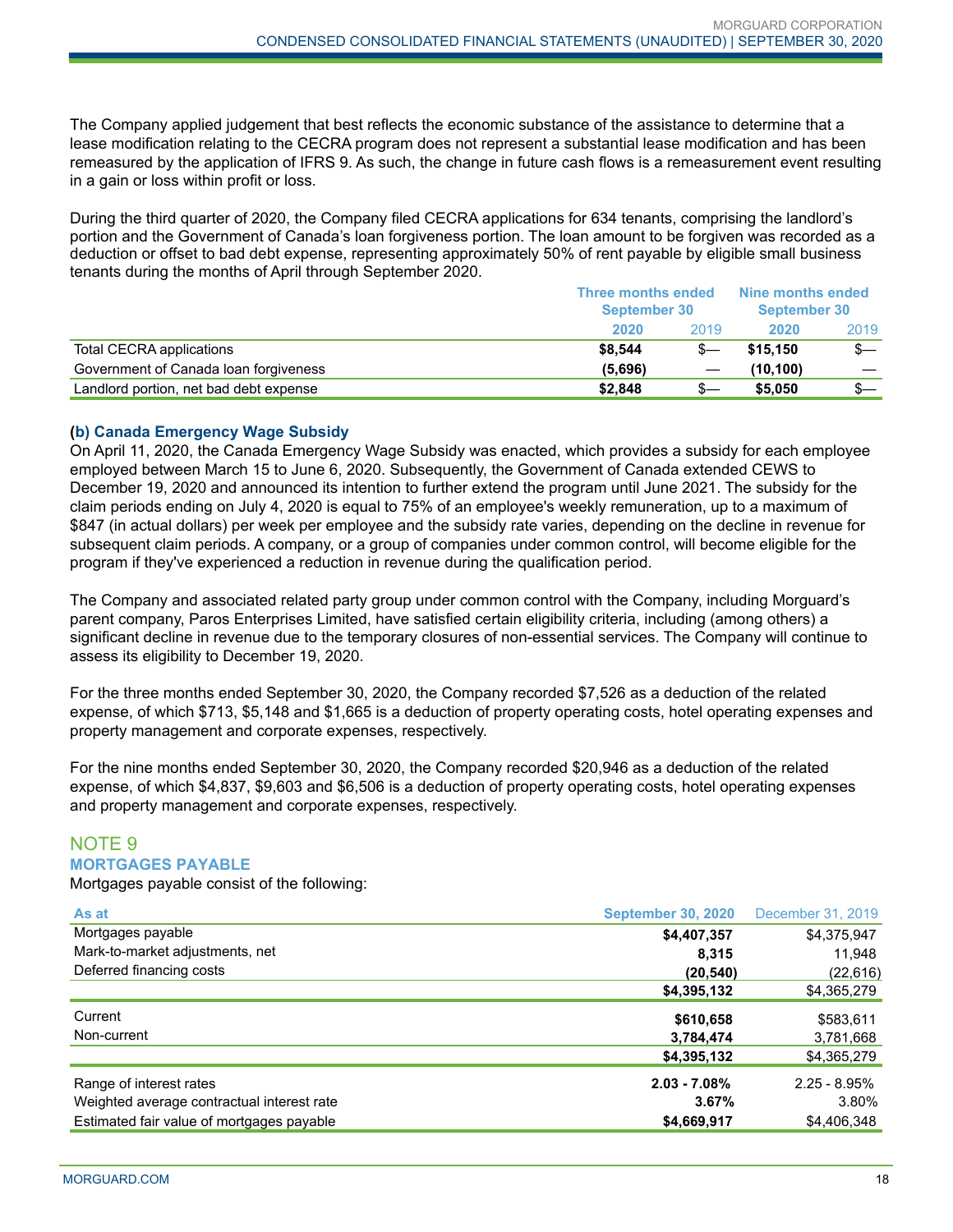The Company applied judgement that best reflects the economic substance of the assistance to determine that a lease modification relating to the CECRA program does not represent a substantial lease modification and has been remeasured by the application of IFRS 9. As such, the change in future cash flows is a remeasurement event resulting in a gain or loss within profit or loss.

During the third quarter of 2020, the Company filed CECRA applications for 634 tenants, comprising the landlord's portion and the Government of Canada's loan forgiveness portion. The loan amount to be forgiven was recorded as a deduction or offset to bad debt expense, representing approximately 50% of rent payable by eligible small business tenants during the months of April through September 2020.

| | Three months ended September 30 | | Nine months ended September 30 | |
|---|---|---|---|---|
| | **2020** | 2019 | **2020** | 2019 |
| Total CECRA applications | **$8,544** | $— | **$15,150** | $— |
| Government of Canada loan forgiveness | **(5,696)** | — | **(10,100)** | — |
| Landlord portion, net bad debt expense | **$2,848** | $— | **$5,050** | $— |

### (b) Canada Emergency Wage Subsidy

On April 11, 2020, the Canada Emergency Wage Subsidy was enacted, which provides a subsidy for each employee employed between March 15 to June 6, 2020. Subsequently, the Government of Canada extended CEWS to December 19, 2020 and announced its intention to further extend the program until June 2021. The subsidy for the claim periods ending on July 4, 2020 is equal to 75% of an employee's weekly remuneration, up to a maximum of $847 (in actual dollars) per week per employee and the subsidy rate varies, depending on the decline in revenue for subsequent claim periods. A company, or a group of companies under common control, will become eligible for the program if they've experienced a reduction in revenue during the qualification period.

The Company and associated related party group under common control with the Company, including Morguard's parent company, Paros Enterprises Limited, have satisfied certain eligibility criteria, including (among others) a significant decline in revenue due to the temporary closures of non-essential services. The Company will continue to assess its eligibility to December 19, 2020.

For the three months ended September 30, 2020, the Company recorded $7,526 as a deduction of the related expense, of which $713, $5,148 and $1,665 is a deduction of property operating costs, hotel operating expenses and property management and corporate expenses, respectively.

For the nine months ended September 30, 2020, the Company recorded $20,946 as a deduction of the related expense, of which $4,837, $9,603 and $6,506 is a deduction of property operating costs, hotel operating expenses and property management and corporate expenses, respectively.

## NOTE 9

### MORTGAGES PAYABLE

Mortgages payable consist of the following:

| As at | September 30, 2020 | December 31, 2019 |
|---|---|---|
| Mortgages payable | **$4,407,357** | $4,375,947 |
| Mark-to-market adjustments, net | **8,315** | 11,948 |
| Deferred financing costs | **(20,540)** | (22,616) |
| | **$4,395,132** | $4,365,279 |
| Current | **$610,658** | $583,611 |
| Non-current | **3,784,474** | 3,781,668 |
| | **$4,395,132** | $4,365,279 |
| Range of interest rates | **2.03 - 7.08%** | 2.25 - 8.95% |
| Weighted average contractual interest rate | **3.67%** | 3.80% |
| Estimated fair value of mortgages payable | **$4,669,917** | $4,406,348 |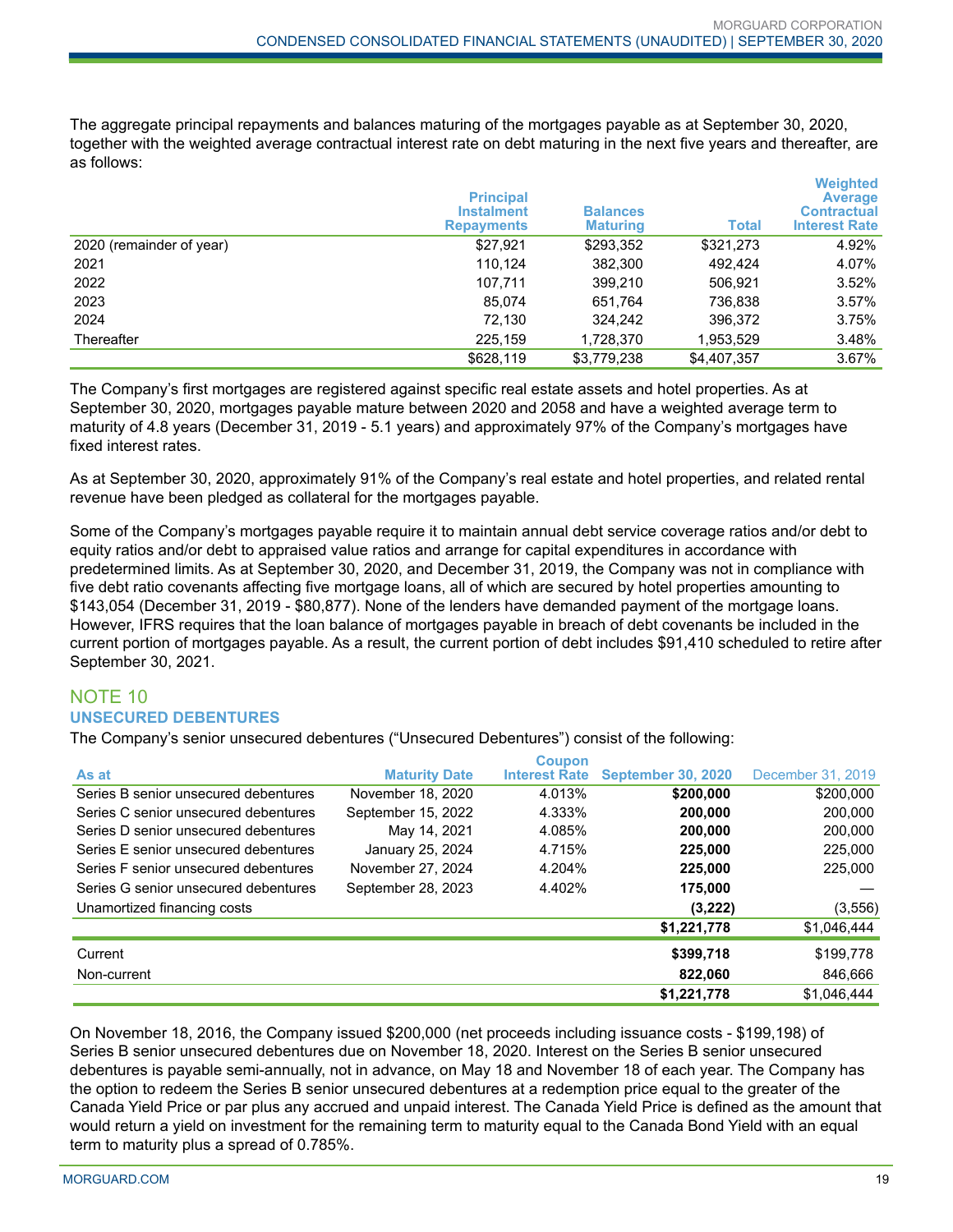The aggregate principal repayments and balances maturing of the mortgages payable as at September 30, 2020, together with the weighted average contractual interest rate on debt maturing in the next five years and thereafter, are as follows:

| | Principal Instalment Repayments | Balances Maturing | Total | Weighted Average Contractual Interest Rate |
|---|---|---|---|---|
| 2020 (remainder of year) | $27,921 | $293,352 | $321,273 | 4.92% |
| 2021 | 110,124 | 382,300 | 492,424 | 4.07% |
| 2022 | 107,711 | 399,210 | 506,921 | 3.52% |
| 2023 | 85,074 | 651,764 | 736,838 | 3.57% |
| 2024 | 72,130 | 324,242 | 396,372 | 3.75% |
| Thereafter | 225,159 | 1,728,370 | 1,953,529 | 3.48% |
| | $628,119 | $3,779,238 | $4,407,357 | 3.67% |

The Company's first mortgages are registered against specific real estate assets and hotel properties. As at September 30, 2020, mortgages payable mature between 2020 and 2058 and have a weighted average term to maturity of 4.8 years (December 31, 2019 - 5.1 years) and approximately 97% of the Company's mortgages have fixed interest rates.

As at September 30, 2020, approximately 91% of the Company's real estate and hotel properties, and related rental revenue have been pledged as collateral for the mortgages payable.

Some of the Company's mortgages payable require it to maintain annual debt service coverage ratios and/or debt to equity ratios and/or debt to appraised value ratios and arrange for capital expenditures in accordance with predetermined limits. As at September 30, 2020, and December 31, 2019, the Company was not in compliance with five debt ratio covenants affecting five mortgage loans, all of which are secured by hotel properties amounting to $143,054 (December 31, 2019 - $80,877). None of the lenders have demanded payment of the mortgage loans. However, IFRS requires that the loan balance of mortgages payable in breach of debt covenants be included in the current portion of mortgages payable. As a result, the current portion of debt includes $91,410 scheduled to retire after September 30, 2021.

## NOTE 10

### UNSECURED DEBENTURES

The Company's senior unsecured debentures ("Unsecured Debentures") consist of the following:

| As at | Maturity Date | Coupon Interest Rate | September 30, 2020 | December 31, 2019 |
|---|---|---|---|---|
| Series B senior unsecured debentures | November 18, 2020 | 4.013% | **$200,000** | $200,000 |
| Series C senior unsecured debentures | September 15, 2022 | 4.333% | **200,000** | 200,000 |
| Series D senior unsecured debentures | May 14, 2021 | 4.085% | **200,000** | 200,000 |
| Series E senior unsecured debentures | January 25, 2024 | 4.715% | **225,000** | 225,000 |
| Series F senior unsecured debentures | November 27, 2024 | 4.204% | **225,000** | 225,000 |
| Series G senior unsecured debentures | September 28, 2023 | 4.402% | **175,000** | — |
| Unamortized financing costs | | | **(3,222)** | (3,556) |
| | | | **$1,221,778** | $1,046,444 |
| Current | | | **$399,718** | $199,778 |
| Non-current | | | **822,060** | 846,666 |
| | | | **$1,221,778** | $1,046,444 |

On November 18, 2016, the Company issued $200,000 (net proceeds including issuance costs - $199,198) of Series B senior unsecured debentures due on November 18, 2020. Interest on the Series B senior unsecured debentures is payable semi-annually, not in advance, on May 18 and November 18 of each year. The Company has the option to redeem the Series B senior unsecured debentures at a redemption price equal to the greater of the Canada Yield Price or par plus any accrued and unpaid interest. The Canada Yield Price is defined as the amount that would return a yield on investment for the remaining term to maturity equal to the Canada Bond Yield with an equal term to maturity plus a spread of 0.785%.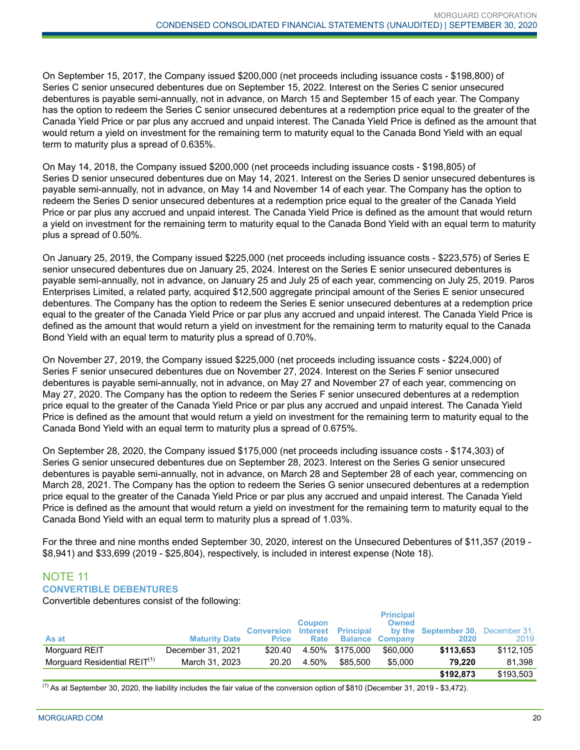On September 15, 2017, the Company issued $200,000 (net proceeds including issuance costs - $198,800) of Series C senior unsecured debentures due on September 15, 2022. Interest on the Series C senior unsecured debentures is payable semi-annually, not in advance, on March 15 and September 15 of each year. The Company has the option to redeem the Series C senior unsecured debentures at a redemption price equal to the greater of the Canada Yield Price or par plus any accrued and unpaid interest. The Canada Yield Price is defined as the amount that would return a yield on investment for the remaining term to maturity equal to the Canada Bond Yield with an equal term to maturity plus a spread of 0.635%.

On May 14, 2018, the Company issued $200,000 (net proceeds including issuance costs - $198,805) of Series D senior unsecured debentures due on May 14, 2021. Interest on the Series D senior unsecured debentures is payable semi-annually, not in advance, on May 14 and November 14 of each year. The Company has the option to redeem the Series D senior unsecured debentures at a redemption price equal to the greater of the Canada Yield Price or par plus any accrued and unpaid interest. The Canada Yield Price is defined as the amount that would return a yield on investment for the remaining term to maturity equal to the Canada Bond Yield with an equal term to maturity plus a spread of 0.50%.

On January 25, 2019, the Company issued $225,000 (net proceeds including issuance costs - $223,575) of Series E senior unsecured debentures due on January 25, 2024. Interest on the Series E senior unsecured debentures is payable semi-annually, not in advance, on January 25 and July 25 of each year, commencing on July 25, 2019. Paros Enterprises Limited, a related party, acquired $12,500 aggregate principal amount of the Series E senior unsecured debentures. The Company has the option to redeem the Series E senior unsecured debentures at a redemption price equal to the greater of the Canada Yield Price or par plus any accrued and unpaid interest. The Canada Yield Price is defined as the amount that would return a yield on investment for the remaining term to maturity equal to the Canada Bond Yield with an equal term to maturity plus a spread of 0.70%.

On November 27, 2019, the Company issued $225,000 (net proceeds including issuance costs - $224,000) of Series F senior unsecured debentures due on November 27, 2024. Interest on the Series F senior unsecured debentures is payable semi-annually, not in advance, on May 27 and November 27 of each year, commencing on May 27, 2020. The Company has the option to redeem the Series F senior unsecured debentures at a redemption price equal to the greater of the Canada Yield Price or par plus any accrued and unpaid interest. The Canada Yield Price is defined as the amount that would return a yield on investment for the remaining term to maturity equal to the Canada Bond Yield with an equal term to maturity plus a spread of 0.675%.

On September 28, 2020, the Company issued $175,000 (net proceeds including issuance costs - $174,303) of Series G senior unsecured debentures due on September 28, 2023. Interest on the Series G senior unsecured debentures is payable semi-annually, not in advance, on March 28 and September 28 of each year, commencing on March 28, 2021. The Company has the option to redeem the Series G senior unsecured debentures at a redemption price equal to the greater of the Canada Yield Price or par plus any accrued and unpaid interest. The Canada Yield Price is defined as the amount that would return a yield on investment for the remaining term to maturity equal to the Canada Bond Yield with an equal term to maturity plus a spread of 1.03%.

For the three and nine months ended September 30, 2020, interest on the Unsecured Debentures of $11,357 (2019 - $8,941) and $33,699 (2019 - $25,804), respectively, is included in interest expense (Note 18).

## NOTE 11

### CONVERTIBLE DEBENTURES

Convertible debentures consist of the following:

| As at | Maturity Date | Conversion Price | Coupon Interest Rate | Principal Balance | Principal Owned by the Company | September 30, 2020 | December 31, 2019 |
|---|---|---|---|---|---|---|---|
| Morguard REIT | December 31, 2021 | $20.40 | 4.50% | $175,000 | $60,000 | **$113,653** | $112,105 |
| Morguard Residential REIT[(1)] | March 31, 2023 | 20.20 | 4.50% | $85,500 | $5,000 | **79,220** | 81,398 |
| | | | | | | **$192,873** | $193,503 |

[(1)] As at September 30, 2020, the liability includes the fair value of the conversion option of $810 (December 31, 2019 - $3,472).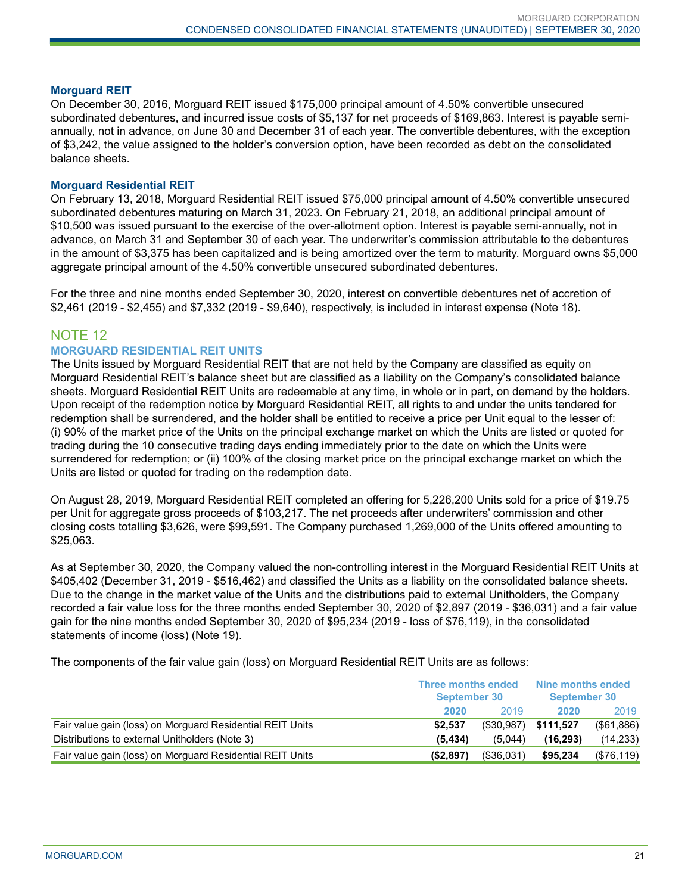### Morguard REIT

On December 30, 2016, Morguard REIT issued $175,000 principal amount of 4.50% convertible unsecured subordinated debentures, and incurred issue costs of $5,137 for net proceeds of $169,863. Interest is payable semi-annually, not in advance, on June 30 and December 31 of each year. The convertible debentures, with the exception of $3,242, the value assigned to the holder's conversion option, have been recorded as debt on the consolidated balance sheets.

### Morguard Residential REIT

On February 13, 2018, Morguard Residential REIT issued $75,000 principal amount of 4.50% convertible unsecured subordinated debentures maturing on March 31, 2023. On February 21, 2018, an additional principal amount of $10,500 was issued pursuant to the exercise of the over-allotment option. Interest is payable semi-annually, not in advance, on March 31 and September 30 of each year. The underwriter's commission attributable to the debentures in the amount of $3,375 has been capitalized and is being amortized over the term to maturity. Morguard owns $5,000 aggregate principal amount of the 4.50% convertible unsecured subordinated debentures.

For the three and nine months ended September 30, 2020, interest on convertible debentures net of accretion of $2,461 (2019 - $2,455) and $7,332 (2019 - $9,640), respectively, is included in interest expense (Note 18).

## NOTE 12

### MORGUARD RESIDENTIAL REIT UNITS

The Units issued by Morguard Residential REIT that are not held by the Company are classified as equity on Morguard Residential REIT's balance sheet but are classified as a liability on the Company's consolidated balance sheets. Morguard Residential REIT Units are redeemable at any time, in whole or in part, on demand by the holders. Upon receipt of the redemption notice by Morguard Residential REIT, all rights to and under the units tendered for redemption shall be surrendered, and the holder shall be entitled to receive a price per Unit equal to the lesser of: (i) 90% of the market price of the Units on the principal exchange market on which the Units are listed or quoted for trading during the 10 consecutive trading days ending immediately prior to the date on which the Units were surrendered for redemption; or (ii) 100% of the closing market price on the principal exchange market on which the Units are listed or quoted for trading on the redemption date.

On August 28, 2019, Morguard Residential REIT completed an offering for 5,226,200 Units sold for a price of $19.75 per Unit for aggregate gross proceeds of $103,217. The net proceeds after underwriters' commission and other closing costs totalling $3,626, were $99,591. The Company purchased 1,269,000 of the Units offered amounting to $25,063.

As at September 30, 2020, the Company valued the non-controlling interest in the Morguard Residential REIT Units at $405,402 (December 31, 2019 - $516,462) and classified the Units as a liability on the consolidated balance sheets. Due to the change in the market value of the Units and the distributions paid to external Unitholders, the Company recorded a fair value loss for the three months ended September 30, 2020 of $2,897 (2019 - $36,031) and a fair value gain for the nine months ended September 30, 2020 of $95,234 (2019 - loss of $76,119), in the consolidated statements of income (loss) (Note 19).

The components of the fair value gain (loss) on Morguard Residential REIT Units are as follows:

| | Three months ended September 30 | | Nine months ended September 30 | |
|---|---|---|---|---|
| | **2020** | 2019 | **2020** | 2019 |
| Fair value gain (loss) on Morguard Residential REIT Units | **$2,537** | ($30,987) | **$111,527** | ($61,886) |
| Distributions to external Unitholders (Note 3) | **(5,434)** | (5,044) | **(16,293)** | (14,233) |
| Fair value gain (loss) on Morguard Residential REIT Units | **($2,897)** | ($36,031) | **$95,234** | ($76,119) |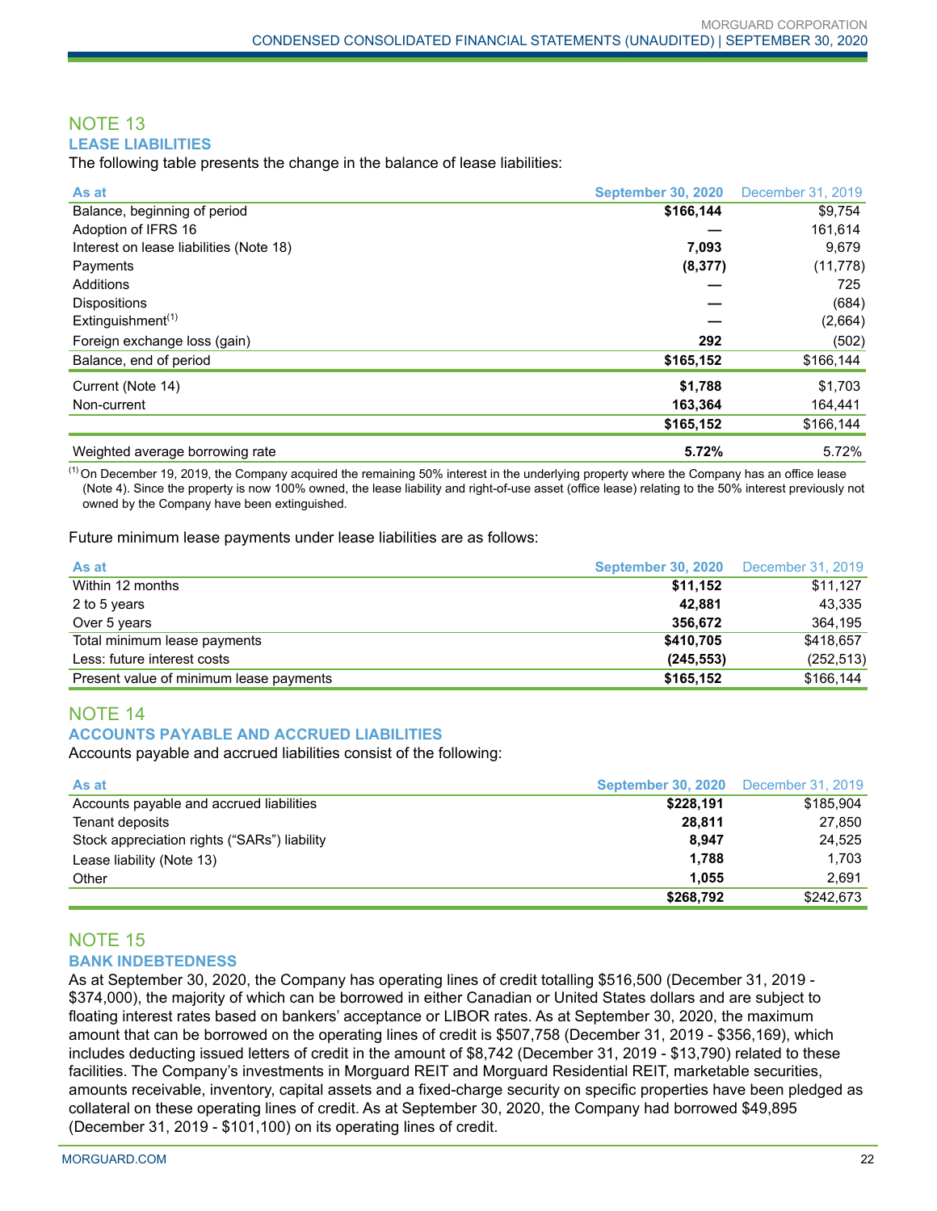## NOTE 13

### LEASE LIABILITIES

The following table presents the change in the balance of lease liabilities:

| As at | September 30, 2020 | December 31, 2019 |
|---|---|---|
| Balance, beginning of period | **$166,144** | $9,754 |
| Adoption of IFRS 16 | **—** | 161,614 |
| Interest on lease liabilities (Note 18) | **7,093** | 9,679 |
| Payments | **(8,377)** | (11,778) |
| Additions | **—** | 725 |
| Dispositions | **—** | (684) |
| Extinguishment[1] | **—** | (2,664) |
| Foreign exchange loss (gain) | **292** | (502) |
| Balance, end of period | **$165,152** | $166,144 |
| Current (Note 14) | **$1,788** | $1,703 |
| Non-current | **163,364** | 164,441 |
| | **$165,152** | $166,144 |
| Weighted average borrowing rate | **5.72%** | 5.72% |

[1] On December 19, 2019, the Company acquired the remaining 50% interest in the underlying property where the Company has an office lease (Note 4). Since the property is now 100% owned, the lease liability and right-of-use asset (office lease) relating to the 50% interest previously not owned by the Company have been extinguished.

Future minimum lease payments under lease liabilities are as follows:

| As at | September 30, 2020 | December 31, 2019 |
|---|---|---|
| Within 12 months | **$11,152** | $11,127 |
| 2 to 5 years | **42,881** | 43,335 |
| Over 5 years | **356,672** | 364,195 |
| Total minimum lease payments | **$410,705** | $418,657 |
| Less: future interest costs | **(245,553)** | (252,513) |
| Present value of minimum lease payments | **$165,152** | $166,144 |

## NOTE 14

### ACCOUNTS PAYABLE AND ACCRUED LIABILITIES

Accounts payable and accrued liabilities consist of the following:

| As at | September 30, 2020 | December 31, 2019 |
|---|---|---|
| Accounts payable and accrued liabilities | **$228,191** | $185,904 |
| Tenant deposits | **28,811** | 27,850 |
| Stock appreciation rights ("SARs") liability | **8,947** | 24,525 |
| Lease liability (Note 13) | **1,788** | 1,703 |
| Other | **1,055** | 2,691 |
| | **$268,792** | $242,673 |

## NOTE 15

### BANK INDEBTEDNESS

As at September 30, 2020, the Company has operating lines of credit totalling $516,500 (December 31, 2019 - $374,000), the majority of which can be borrowed in either Canadian or United States dollars and are subject to floating interest rates based on bankers' acceptance or LIBOR rates. As at September 30, 2020, the maximum amount that can be borrowed on the operating lines of credit is $507,758 (December 31, 2019 - $356,169), which includes deducting issued letters of credit in the amount of $8,742 (December 31, 2019 - $13,790) related to these facilities. The Company's investments in Morguard REIT and Morguard Residential REIT, marketable securities, amounts receivable, inventory, capital assets and a fixed-charge security on specific properties have been pledged as collateral on these operating lines of credit. As at September 30, 2020, the Company had borrowed $49,895 (December 31, 2019 - $101,100) on its operating lines of credit.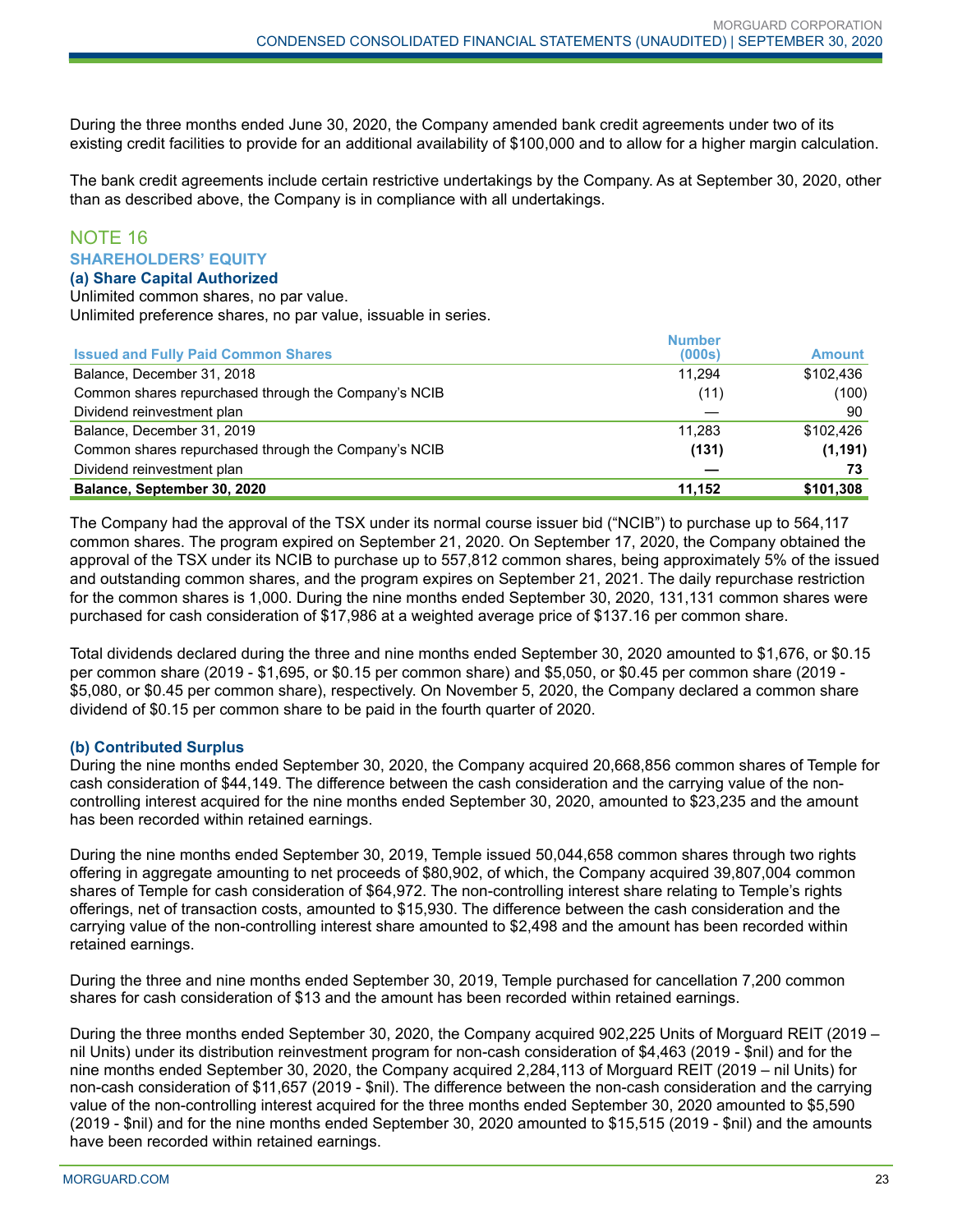During the three months ended June 30, 2020, the Company amended bank credit agreements under two of its existing credit facilities to provide for an additional availability of $100,000 and to allow for a higher margin calculation.

The bank credit agreements include certain restrictive undertakings by the Company. As at September 30, 2020, other than as described above, the Company is in compliance with all undertakings.

## NOTE 16

### SHAREHOLDERS' EQUITY

#### (a) Share Capital Authorized

Unlimited common shares, no par value.
Unlimited preference shares, no par value, issuable in series.

| Issued and Fully Paid Common Shares | Number (000s) | Amount |
|---|---|---|
| Balance, December 31, 2018 | 11,294 | $102,436 |
| Common shares repurchased through the Company's NCIB | (11) | (100) |
| Dividend reinvestment plan | — | 90 |
| Balance, December 31, 2019 | 11,283 | $102,426 |
| Common shares repurchased through the Company's NCIB | **(131)** | **(1,191)** |
| Dividend reinvestment plan | **—** | **73** |
| **Balance, September 30, 2020** | **11,152** | **$101,308** |

The Company had the approval of the TSX under its normal course issuer bid ("NCIB") to purchase up to 564,117 common shares. The program expired on September 21, 2020. On September 17, 2020, the Company obtained the approval of the TSX under its NCIB to purchase up to 557,812 common shares, being approximately 5% of the issued and outstanding common shares, and the program expires on September 21, 2021. The daily repurchase restriction for the common shares is 1,000. During the nine months ended September 30, 2020, 131,131 common shares were purchased for cash consideration of $17,986 at a weighted average price of $137.16 per common share.

Total dividends declared during the three and nine months ended September 30, 2020 amounted to $1,676, or $0.15 per common share (2019 - $1,695, or $0.15 per common share) and $5,050, or $0.45 per common share (2019 - $5,080, or $0.45 per common share), respectively. On November 5, 2020, the Company declared a common share dividend of $0.15 per common share to be paid in the fourth quarter of 2020.

#### (b) Contributed Surplus

During the nine months ended September 30, 2020, the Company acquired 20,668,856 common shares of Temple for cash consideration of $44,149. The difference between the cash consideration and the carrying value of the non-controlling interest acquired for the nine months ended September 30, 2020, amounted to $23,235 and the amount has been recorded within retained earnings.

During the nine months ended September 30, 2019, Temple issued 50,044,658 common shares through two rights offering in aggregate amounting to net proceeds of $80,902, of which, the Company acquired 39,807,004 common shares of Temple for cash consideration of $64,972. The non-controlling interest share relating to Temple's rights offerings, net of transaction costs, amounted to $15,930. The difference between the cash consideration and the carrying value of the non-controlling interest share amounted to $2,498 and the amount has been recorded within retained earnings.

During the three and nine months ended September 30, 2019, Temple purchased for cancellation 7,200 common shares for cash consideration of $13 and the amount has been recorded within retained earnings.

During the three months ended September 30, 2020, the Company acquired 902,225 Units of Morguard REIT (2019 – nil Units) under its distribution reinvestment program for non-cash consideration of $4,463 (2019 - $nil) and for the nine months ended September 30, 2020, the Company acquired 2,284,113 of Morguard REIT (2019 – nil Units) for non-cash consideration of $11,657 (2019 - $nil). The difference between the non-cash consideration and the carrying value of the non-controlling interest acquired for the three months ended September 30, 2020 amounted to $5,590 (2019 - $nil) and for the nine months ended September 30, 2020 amounted to $15,515 (2019 - $nil) and the amounts have been recorded within retained earnings.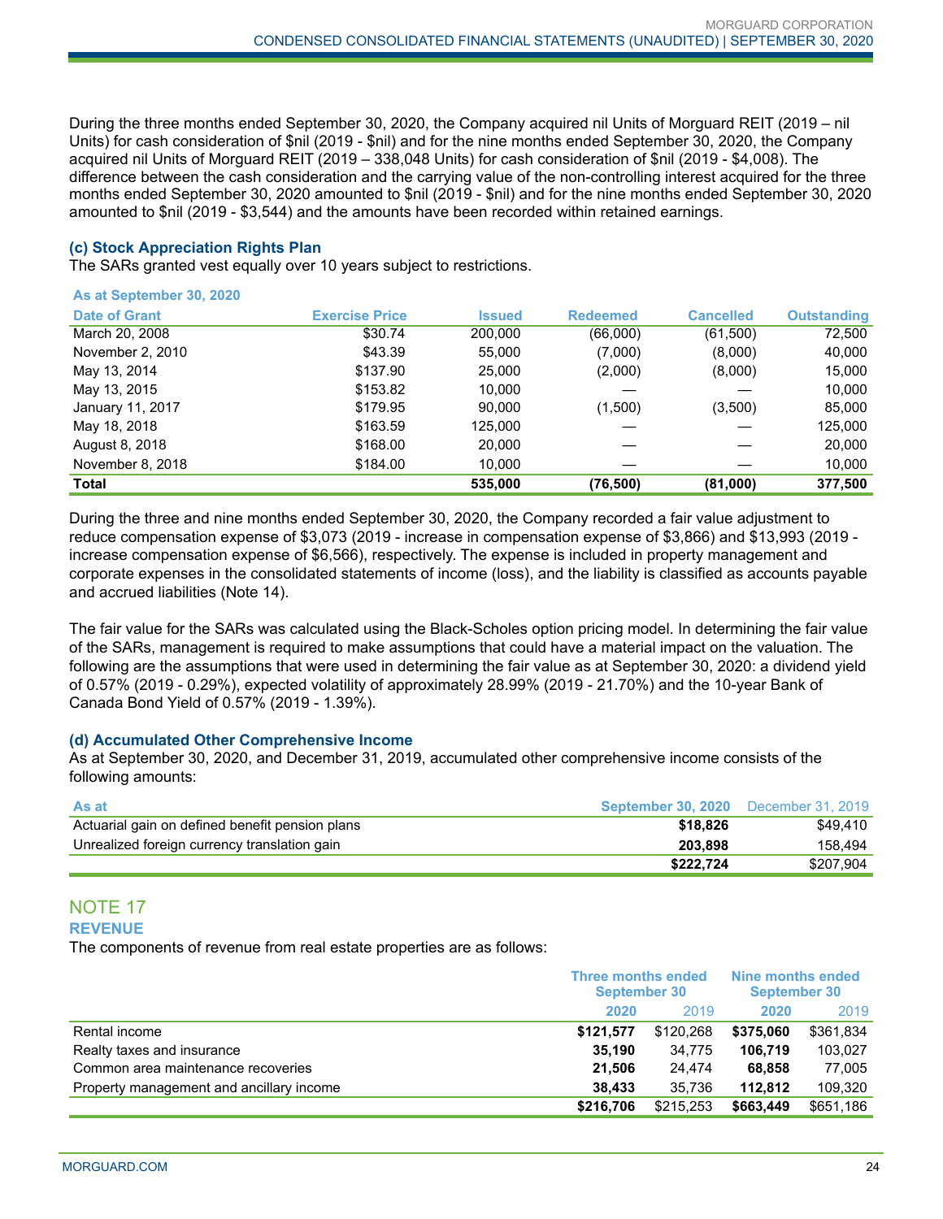During the three months ended September 30, 2020, the Company acquired nil Units of Morguard REIT (2019 – nil Units) for cash consideration of $nil (2019 - $nil) and for the nine months ended September 30, 2020, the Company acquired nil Units of Morguard REIT (2019 – 338,048 Units) for cash consideration of $nil (2019 - $4,008). The difference between the cash consideration and the carrying value of the non-controlling interest acquired for the three months ended September 30, 2020 amounted to $nil (2019 - $nil) and for the nine months ended September 30, 2020 amounted to $nil (2019 - $3,544) and the amounts have been recorded within retained earnings.

### (c) Stock Appreciation Rights Plan

The SARs granted vest equally over 10 years subject to restrictions.

**As at September 30, 2020**

| Date of Grant | Exercise Price | Issued | Redeemed | Cancelled | Outstanding |
|---|---|---|---|---|---|
| March 20, 2008 | $30.74 | 200,000 | (66,000) | (61,500) | 72,500 |
| November 2, 2010 | $43.39 | 55,000 | (7,000) | (8,000) | 40,000 |
| May 13, 2014 | $137.90 | 25,000 | (2,000) | (8,000) | 15,000 |
| May 13, 2015 | $153.82 | 10,000 | — | — | 10,000 |
| January 11, 2017 | $179.95 | 90,000 | (1,500) | (3,500) | 85,000 |
| May 18, 2018 | $163.59 | 125,000 | — | — | 125,000 |
| August 8, 2018 | $168.00 | 20,000 | — | — | 20,000 |
| November 8, 2018 | $184.00 | 10,000 | — | — | 10,000 |
| **Total** | | **535,000** | **(76,500)** | **(81,000)** | **377,500** |

During the three and nine months ended September 30, 2020, the Company recorded a fair value adjustment to reduce compensation expense of $3,073 (2019 - increase in compensation expense of $3,866) and $13,993 (2019 - increase compensation expense of $6,566), respectively. The expense is included in property management and corporate expenses in the consolidated statements of income (loss), and the liability is classified as accounts payable and accrued liabilities (Note 14).

The fair value for the SARs was calculated using the Black-Scholes option pricing model. In determining the fair value of the SARs, management is required to make assumptions that could have a material impact on the valuation. The following are the assumptions that were used in determining the fair value as at September 30, 2020: a dividend yield of 0.57% (2019 - 0.29%), expected volatility of approximately 28.99% (2019 - 21.70%) and the 10-year Bank of Canada Bond Yield of 0.57% (2019 - 1.39%).

### (d) Accumulated Other Comprehensive Income

As at September 30, 2020, and December 31, 2019, accumulated other comprehensive income consists of the following amounts:

| As at | September 30, 2020 | December 31, 2019 |
|---|---|---|
| Actuarial gain on defined benefit pension plans | **$18,826** | $49,410 |
| Unrealized foreign currency translation gain | **203,898** | 158,494 |
| | **$222,724** | $207,904 |

## NOTE 17

### REVENUE

The components of revenue from real estate properties are as follows:

| | Three months ended September 30 | | Nine months ended September 30 | |
|---|---|---|---|---|
| | 2020 | 2019 | 2020 | 2019 |
| Rental income | **$121,577** | $120,268 | **$375,060** | $361,834 |
| Realty taxes and insurance | **35,190** | 34,775 | **106,719** | 103,027 |
| Common area maintenance recoveries | **21,506** | 24,474 | **68,858** | 77,005 |
| Property management and ancillary income | **38,433** | 35,736 | **112,812** | 109,320 |
| | **$216,706** | $215,253 | **$663,449** | $651,186 |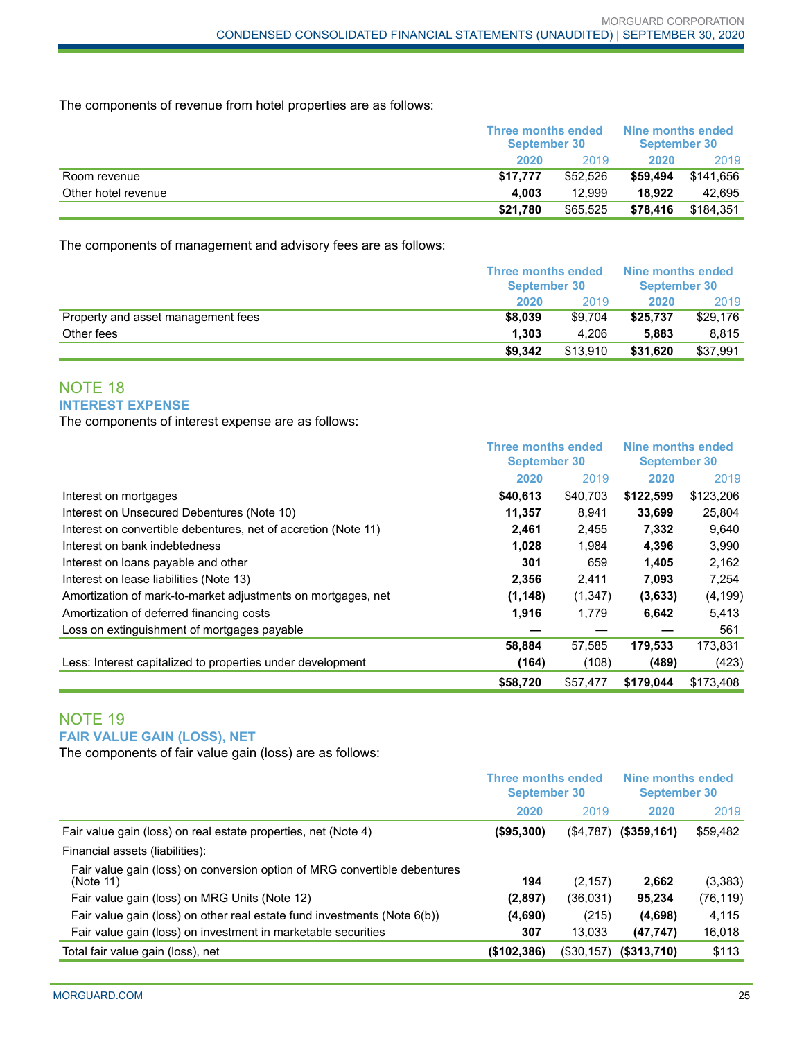The components of revenue from hotel properties are as follows:

| | Three months ended September 30 | | Nine months ended September 30 | |
|---|---|---|---|---|
| | **2020** | 2019 | **2020** | 2019 |
| Room revenue | **$17,777** | $52,526 | **$59,494** | $141,656 |
| Other hotel revenue | **4,003** | 12,999 | **18,922** | 42,695 |
| | **$21,780** | $65,525 | **$78,416** | $184,351 |

The components of management and advisory fees are as follows:

| | Three months ended September 30 | | Nine months ended September 30 | |
|---|---|---|---|---|
| | **2020** | 2019 | **2020** | 2019 |
| Property and asset management fees | **$8,039** | $9,704 | **$25,737** | $29,176 |
| Other fees | **1,303** | 4,206 | **5,883** | 8,815 |
| | **$9,342** | $13,910 | **$31,620** | $37,991 |

## NOTE 18

### INTEREST EXPENSE

The components of interest expense are as follows:

| | Three months ended September 30 | | Nine months ended September 30 | |
|---|---|---|---|---|
| | **2020** | 2019 | **2020** | 2019 |
| Interest on mortgages | **$40,613** | $40,703 | **$122,599** | $123,206 |
| Interest on Unsecured Debentures (Note 10) | **11,357** | 8,941 | **33,699** | 25,804 |
| Interest on convertible debentures, net of accretion (Note 11) | **2,461** | 2,455 | **7,332** | 9,640 |
| Interest on bank indebtedness | **1,028** | 1,984 | **4,396** | 3,990 |
| Interest on loans payable and other | **301** | 659 | **1,405** | 2,162 |
| Interest on lease liabilities (Note 13) | **2,356** | 2,411 | **7,093** | 7,254 |
| Amortization of mark-to-market adjustments on mortgages, net | **(1,148)** | (1,347) | **(3,633)** | (4,199) |
| Amortization of deferred financing costs | **1,916** | 1,779 | **6,642** | 5,413 |
| Loss on extinguishment of mortgages payable | **—** | — | **—** | 561 |
| | **58,884** | 57,585 | **179,533** | 173,831 |
| Less: Interest capitalized to properties under development | **(164)** | (108) | **(489)** | (423) |
| | **$58,720** | $57,477 | **$179,044** | $173,408 |

## NOTE 19

### FAIR VALUE GAIN (LOSS), NET

The components of fair value gain (loss) are as follows:

| | Three months ended September 30 | | Nine months ended September 30 | |
|---|---|---|---|---|
| | **2020** | 2019 | **2020** | 2019 |
| Fair value gain (loss) on real estate properties, net (Note 4) | **($95,300)** | ($4,787) | **($359,161)** | $59,482 |
| Financial assets (liabilities): | | | | |
| Fair value gain (loss) on conversion option of MRG convertible debentures (Note 11) | **194** | (2,157) | **2,662** | (3,383) |
| Fair value gain (loss) on MRG Units (Note 12) | **(2,897)** | (36,031) | **95,234** | (76,119) |
| Fair value gain (loss) on other real estate fund investments (Note 6(b)) | **(4,690)** | (215) | **(4,698)** | 4,115 |
| Fair value gain (loss) on investment in marketable securities | **307** | 13,033 | **(47,747)** | 16,018 |
| Total fair value gain (loss), net | **($102,386)** | ($30,157) | **($313,710)** | $113 |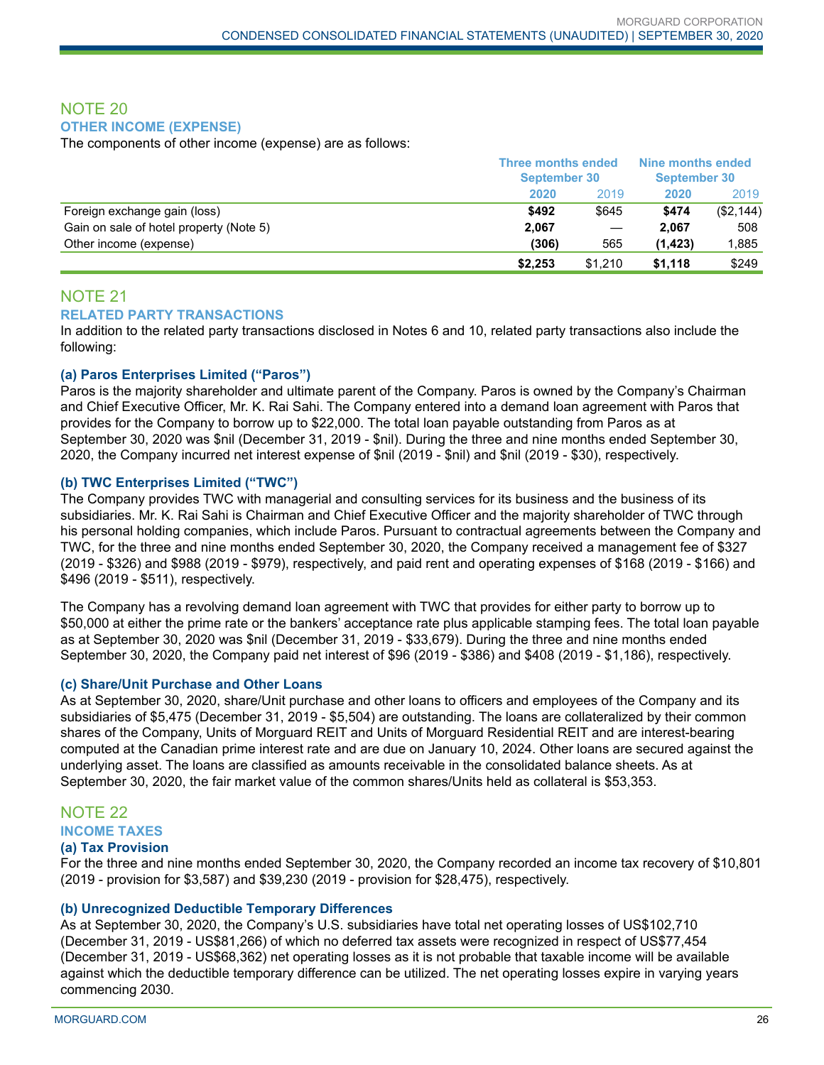## NOTE 20

### OTHER INCOME (EXPENSE)

The components of other income (expense) are as follows:

| | Three months ended September 30 | | Nine months ended September 30 | |
|---|---|---|---|---|
| | **2020** | 2019 | **2020** | 2019 |
| Foreign exchange gain (loss) | **$492** | $645 | **$474** | ($2,144) |
| Gain on sale of hotel property (Note 5) | **2,067** | — | **2,067** | 508 |
| Other income (expense) | **(306)** | 565 | **(1,423)** | 1,885 |
| | **$2,253** | $1,210 | **$1,118** | $249 |

## NOTE 21

### RELATED PARTY TRANSACTIONS

In addition to the related party transactions disclosed in Notes 6 and 10, related party transactions also include the following:

#### (a) Paros Enterprises Limited ("Paros")

Paros is the majority shareholder and ultimate parent of the Company. Paros is owned by the Company's Chairman and Chief Executive Officer, Mr. K. Rai Sahi. The Company entered into a demand loan agreement with Paros that provides for the Company to borrow up to $22,000. The total loan payable outstanding from Paros as at September 30, 2020 was $nil (December 31, 2019 - $nil). During the three and nine months ended September 30, 2020, the Company incurred net interest expense of $nil (2019 - $nil) and $nil (2019 - $30), respectively.

#### (b) TWC Enterprises Limited ("TWC")

The Company provides TWC with managerial and consulting services for its business and the business of its subsidiaries. Mr. K. Rai Sahi is Chairman and Chief Executive Officer and the majority shareholder of TWC through his personal holding companies, which include Paros. Pursuant to contractual agreements between the Company and TWC, for the three and nine months ended September 30, 2020, the Company received a management fee of $327 (2019 - $326) and $988 (2019 - $979), respectively, and paid rent and operating expenses of $168 (2019 - $166) and $496 (2019 - $511), respectively.

The Company has a revolving demand loan agreement with TWC that provides for either party to borrow up to $50,000 at either the prime rate or the bankers' acceptance rate plus applicable stamping fees. The total loan payable as at September 30, 2020 was $nil (December 31, 2019 - $33,679). During the three and nine months ended September 30, 2020, the Company paid net interest of $96 (2019 - $386) and $408 (2019 - $1,186), respectively.

#### (c) Share/Unit Purchase and Other Loans

As at September 30, 2020, share/Unit purchase and other loans to officers and employees of the Company and its subsidiaries of $5,475 (December 31, 2019 - $5,504) are outstanding. The loans are collateralized by their common shares of the Company, Units of Morguard REIT and Units of Morguard Residential REIT and are interest-bearing computed at the Canadian prime interest rate and are due on January 10, 2024. Other loans are secured against the underlying asset. The loans are classified as amounts receivable in the consolidated balance sheets. As at September 30, 2020, the fair market value of the common shares/Units held as collateral is $53,353.

## NOTE 22

### INCOME TAXES

#### (a) Tax Provision

For the three and nine months ended September 30, 2020, the Company recorded an income tax recovery of $10,801 (2019 - provision for $3,587) and $39,230 (2019 - provision for $28,475), respectively.

#### (b) Unrecognized Deductible Temporary Differences

As at September 30, 2020, the Company's U.S. subsidiaries have total net operating losses of US$102,710 (December 31, 2019 - US$81,266) of which no deferred tax assets were recognized in respect of US$77,454 (December 31, 2019 - US$68,362) net operating losses as it is not probable that taxable income will be available against which the deductible temporary difference can be utilized. The net operating losses expire in varying years commencing 2030.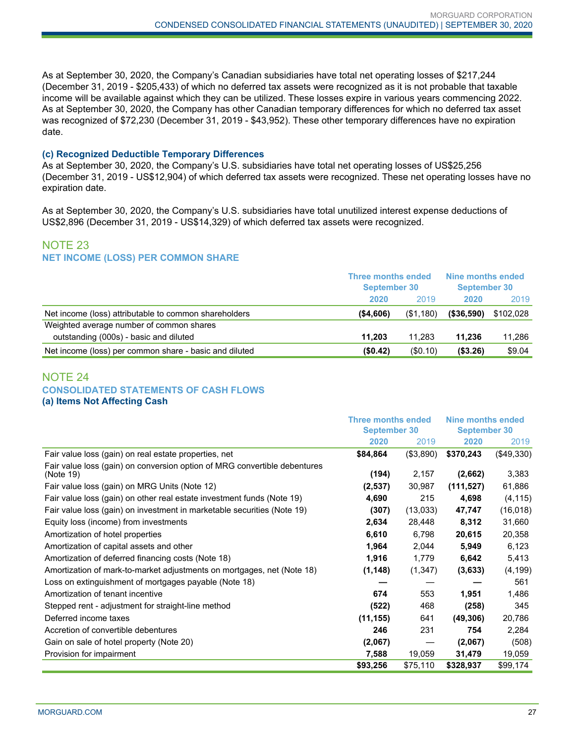As at September 30, 2020, the Company's Canadian subsidiaries have total net operating losses of $217,244 (December 31, 2019 - $205,433) of which no deferred tax assets were recognized as it is not probable that taxable income will be available against which they can be utilized. These losses expire in various years commencing 2022. As at September 30, 2020, the Company has other Canadian temporary differences for which no deferred tax asset was recognized of $72,230 (December 31, 2019 - $43,952). These other temporary differences have no expiration date.

### (c) Recognized Deductible Temporary Differences

As at September 30, 2020, the Company's U.S. subsidiaries have total net operating losses of US$25,256 (December 31, 2019 - US$12,904) of which deferred tax assets were recognized. These net operating losses have no expiration date.

As at September 30, 2020, the Company's U.S. subsidiaries have total unutilized interest expense deductions of US$2,896 (December 31, 2019 - US$14,329) of which deferred tax assets were recognized.

## NOTE 23
### NET INCOME (LOSS) PER COMMON SHARE

| | Three months ended September 30 | | Nine months ended September 30 | |
|---|---|---|---|---|
| | **2020** | 2019 | **2020** | 2019 |
| Net income (loss) attributable to common shareholders | **($4,606)** | ($1,180) | **($36,590)** | $102,028 |
| Weighted average number of common shares outstanding (000s) - basic and diluted | **11,203** | 11,283 | **11,236** | 11,286 |
| Net income (loss) per common share - basic and diluted | **($0.42)** | ($0.10) | **($3.26)** | $9.04 |

## NOTE 24
### CONSOLIDATED STATEMENTS OF CASH FLOWS
### (a) Items Not Affecting Cash

| | Three months ended September 30 | | Nine months ended September 30 | |
|---|---|---|---|---|
| | **2020** | 2019 | **2020** | 2019 |
| Fair value loss (gain) on real estate properties, net | **$84,864** | ($3,890) | **$370,243** | ($49,330) |
| Fair value loss (gain) on conversion option of MRG convertible debentures (Note 19) | **(194)** | 2,157 | **(2,662)** | 3,383 |
| Fair value loss (gain) on MRG Units (Note 12) | **(2,537)** | 30,987 | **(111,527)** | 61,886 |
| Fair value loss (gain) on other real estate investment funds (Note 19) | **4,690** | 215 | **4,698** | (4,115) |
| Fair value loss (gain) on investment in marketable securities (Note 19) | **(307)** | (13,033) | **47,747** | (16,018) |
| Equity loss (income) from investments | **2,634** | 28,448 | **8,312** | 31,660 |
| Amortization of hotel properties | **6,610** | 6,798 | **20,615** | 20,358 |
| Amortization of capital assets and other | **1,964** | 2,044 | **5,949** | 6,123 |
| Amortization of deferred financing costs (Note 18) | **1,916** | 1,779 | **6,642** | 5,413 |
| Amortization of mark-to-market adjustments on mortgages, net (Note 18) | **(1,148)** | (1,347) | **(3,633)** | (4,199) |
| Loss on extinguishment of mortgages payable (Note 18) | **—** | — | **—** | 561 |
| Amortization of tenant incentive | **674** | 553 | **1,951** | 1,486 |
| Stepped rent - adjustment for straight-line method | **(522)** | 468 | **(258)** | 345 |
| Deferred income taxes | **(11,155)** | 641 | **(49,306)** | 20,786 |
| Accretion of convertible debentures | **246** | 231 | **754** | 2,284 |
| Gain on sale of hotel property (Note 20) | **(2,067)** | — | **(2,067)** | (508) |
| Provision for impairment | **7,588** | 19,059 | **31,479** | 19,059 |
| | **$93,256** | $75,110 | **$328,937** | $99,174 |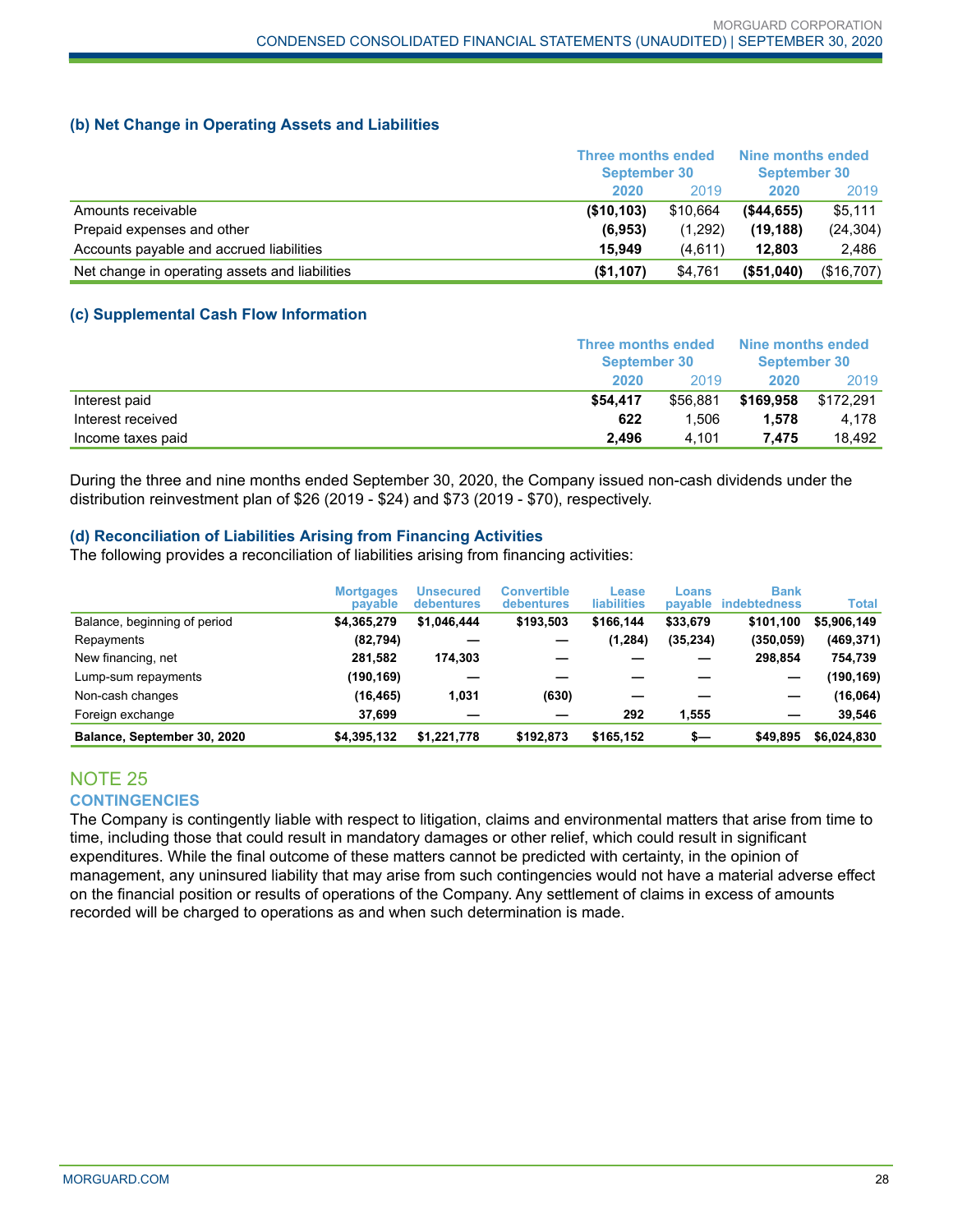### (b) Net Change in Operating Assets and Liabilities

| | Three months ended September 30 | | Nine months ended September 30 | |
|---|---|---|---|---|
| | **2020** | 2019 | **2020** | 2019 |
| Amounts receivable | **($10,103)** | $10,664 | **($44,655)** | $5,111 |
| Prepaid expenses and other | **(6,953)** | (1,292) | **(19,188)** | (24,304) |
| Accounts payable and accrued liabilities | **15,949** | (4,611) | **12,803** | 2,486 |
| Net change in operating assets and liabilities | **($1,107)** | $4,761 | **($51,040)** | ($16,707) |

### (c) Supplemental Cash Flow Information

| | Three months ended September 30 | | Nine months ended September 30 | |
|---|---|---|---|---|
| | **2020** | 2019 | **2020** | 2019 |
| Interest paid | **$54,417** | $56,881 | **$169,958** | $172,291 |
| Interest received | **622** | 1,506 | **1,578** | 4,178 |
| Income taxes paid | **2,496** | 4,101 | **7,475** | 18,492 |

During the three and nine months ended September 30, 2020, the Company issued non-cash dividends under the distribution reinvestment plan of $26 (2019 - $24) and $73 (2019 - $70), respectively.

### (d) Reconciliation of Liabilities Arising from Financing Activities

The following provides a reconciliation of liabilities arising from financing activities:

| | Mortgages payable | Unsecured debentures | Convertible debentures | Lease liabilities | Loans payable | Bank indebtedness | Total |
|---|---|---|---|---|---|---|---|
| Balance, beginning of period | $4,365,279 | $1,046,444 | $193,503 | $166,144 | $33,679 | $101,100 | $5,906,149 |
| Repayments | (82,794) | — | — | (1,284) | (35,234) | (350,059) | (469,371) |
| New financing, net | 281,582 | 174,303 | — | — | — | 298,854 | 754,739 |
| Lump-sum repayments | (190,169) | — | — | — | — | — | (190,169) |
| Non-cash changes | (16,465) | 1,031 | (630) | — | — | — | (16,064) |
| Foreign exchange | 37,699 | — | — | 292 | 1,555 | — | 39,546 |
| **Balance, September 30, 2020** | **$4,395,132** | **$1,221,778** | **$192,873** | **$165,152** | **$—** | **$49,895** | **$6,024,830** |

## NOTE 25

### CONTINGENCIES

The Company is contingently liable with respect to litigation, claims and environmental matters that arise from time to time, including those that could result in mandatory damages or other relief, which could result in significant expenditures. While the final outcome of these matters cannot be predicted with certainty, in the opinion of management, any uninsured liability that may arise from such contingencies would not have a material adverse effect on the financial position or results of operations of the Company. Any settlement of claims in excess of amounts recorded will be charged to operations as and when such determination is made.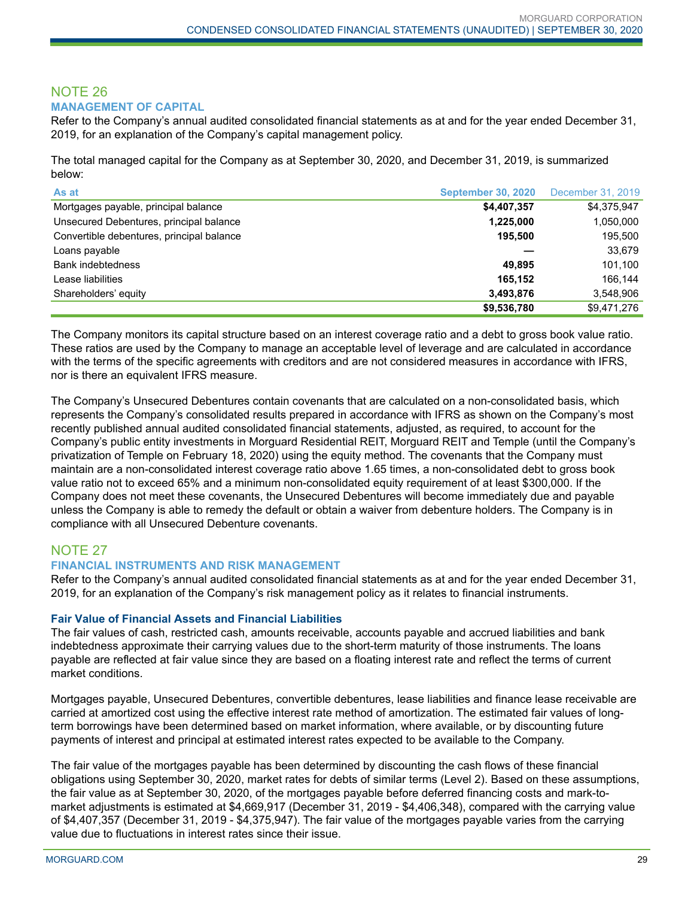## NOTE 26

### MANAGEMENT OF CAPITAL

Refer to the Company's annual audited consolidated financial statements as at and for the year ended December 31, 2019, for an explanation of the Company's capital management policy.

The total managed capital for the Company as at September 30, 2020, and December 31, 2019, is summarized below:

| As at | September 30, 2020 | December 31, 2019 |
|---|---|---|
| Mortgages payable, principal balance | **$4,407,357** | $4,375,947 |
| Unsecured Debentures, principal balance | **1,225,000** | 1,050,000 |
| Convertible debentures, principal balance | **195,500** | 195,500 |
| Loans payable | **—** | 33,679 |
| Bank indebtedness | **49,895** | 101,100 |
| Lease liabilities | **165,152** | 166,144 |
| Shareholders' equity | **3,493,876** | 3,548,906 |
| | **$9,536,780** | $9,471,276 |

The Company monitors its capital structure based on an interest coverage ratio and a debt to gross book value ratio. These ratios are used by the Company to manage an acceptable level of leverage and are calculated in accordance with the terms of the specific agreements with creditors and are not considered measures in accordance with IFRS, nor is there an equivalent IFRS measure.

The Company's Unsecured Debentures contain covenants that are calculated on a non-consolidated basis, which represents the Company's consolidated results prepared in accordance with IFRS as shown on the Company's most recently published annual audited consolidated financial statements, adjusted, as required, to account for the Company's public entity investments in Morguard Residential REIT, Morguard REIT and Temple (until the Company's privatization of Temple on February 18, 2020) using the equity method. The covenants that the Company must maintain are a non-consolidated interest coverage ratio above 1.65 times, a non-consolidated debt to gross book value ratio not to exceed 65% and a minimum non-consolidated equity requirement of at least $300,000. If the Company does not meet these covenants, the Unsecured Debentures will become immediately due and payable unless the Company is able to remedy the default or obtain a waiver from debenture holders. The Company is in compliance with all Unsecured Debenture covenants.

## NOTE 27

### FINANCIAL INSTRUMENTS AND RISK MANAGEMENT

Refer to the Company's annual audited consolidated financial statements as at and for the year ended December 31, 2019, for an explanation of the Company's risk management policy as it relates to financial instruments.

#### Fair Value of Financial Assets and Financial Liabilities

The fair values of cash, restricted cash, amounts receivable, accounts payable and accrued liabilities and bank indebtedness approximate their carrying values due to the short-term maturity of those instruments. The loans payable are reflected at fair value since they are based on a floating interest rate and reflect the terms of current market conditions.

Mortgages payable, Unsecured Debentures, convertible debentures, lease liabilities and finance lease receivable are carried at amortized cost using the effective interest rate method of amortization. The estimated fair values of long-term borrowings have been determined based on market information, where available, or by discounting future payments of interest and principal at estimated interest rates expected to be available to the Company.

The fair value of the mortgages payable has been determined by discounting the cash flows of these financial obligations using September 30, 2020, market rates for debts of similar terms (Level 2). Based on these assumptions, the fair value as at September 30, 2020, of the mortgages payable before deferred financing costs and mark-to-market adjustments is estimated at $4,669,917 (December 31, 2019 - $4,406,348), compared with the carrying value of $4,407,357 (December 31, 2019 - $4,375,947). The fair value of the mortgages payable varies from the carrying value due to fluctuations in interest rates since their issue.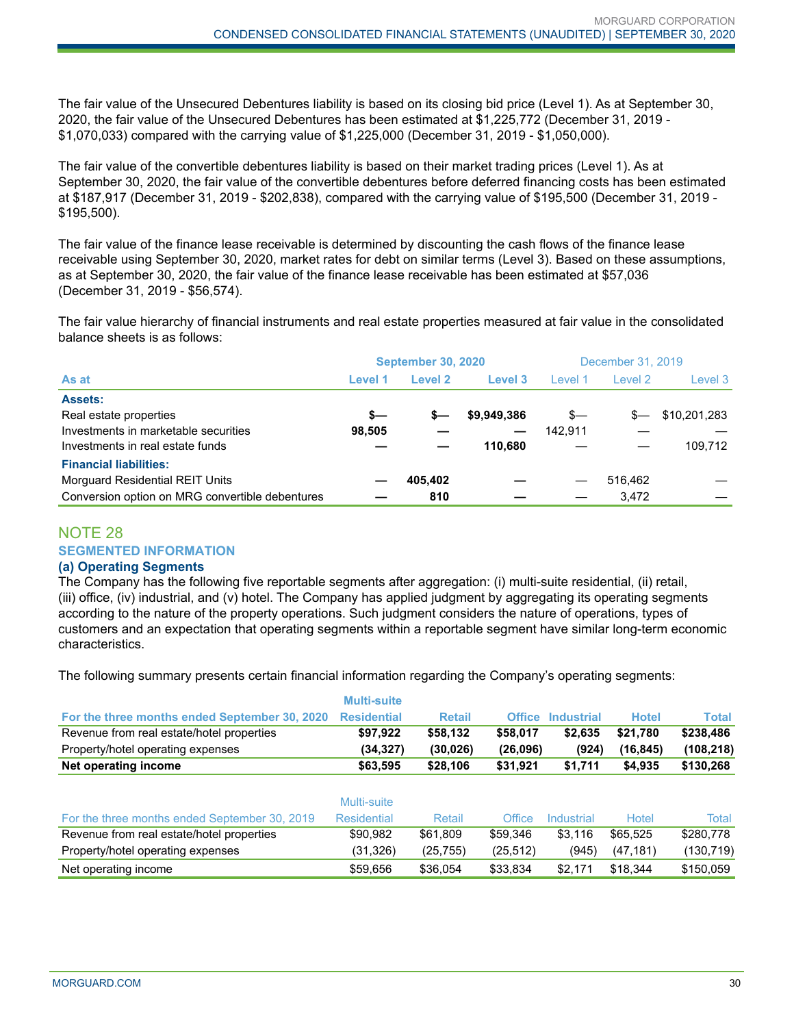The fair value of the Unsecured Debentures liability is based on its closing bid price (Level 1). As at September 30, 2020, the fair value of the Unsecured Debentures has been estimated at $1,225,772 (December 31, 2019 - $1,070,033) compared with the carrying value of $1,225,000 (December 31, 2019 - $1,050,000).

The fair value of the convertible debentures liability is based on their market trading prices (Level 1). As at September 30, 2020, the fair value of the convertible debentures before deferred financing costs has been estimated at $187,917 (December 31, 2019 - $202,838), compared with the carrying value of $195,500 (December 31, 2019 - $195,500).

The fair value of the finance lease receivable is determined by discounting the cash flows of the finance lease receivable using September 30, 2020, market rates for debt on similar terms (Level 3). Based on these assumptions, as at September 30, 2020, the fair value of the finance lease receivable has been estimated at $57,036 (December 31, 2019 - $56,574).

The fair value hierarchy of financial instruments and real estate properties measured at fair value in the consolidated balance sheets is as follows:

| | September 30, 2020 | | | December 31, 2019 | | |
|---|---|---|---|---|---|---|
| **As at** | **Level 1** | **Level 2** | **Level 3** | Level 1 | Level 2 | Level 3 |
| **Assets:** | | | | | | |
| Real estate properties | **$—** | **$—** | **$9,949,386** | $— | $— | $10,201,283 |
| Investments in marketable securities | **98,505** | **—** | **—** | 142,911 | — | — |
| Investments in real estate funds | **—** | **—** | **110,680** | — | — | 109,712 |
| **Financial liabilities:** | | | | | | |
| Morguard Residential REIT Units | **—** | **405,402** | **—** | — | 516,462 | — |
| Conversion option on MRG convertible debentures | **—** | **810** | **—** | — | 3,472 | — |

## NOTE 28

### SEGMENTED INFORMATION

#### (a) Operating Segments

The Company has the following five reportable segments after aggregation: (i) multi-suite residential, (ii) retail, (iii) office, (iv) industrial, and (v) hotel. The Company has applied judgment by aggregating its operating segments according to the nature of the property operations. Such judgment considers the nature of operations, types of customers and an expectation that operating segments within a reportable segment have similar long-term economic characteristics.

The following summary presents certain financial information regarding the Company's operating segments:

| **For the three months ended September 30, 2020** | **Multi-suite Residential** | **Retail** | **Office** | **Industrial** | **Hotel** | **Total** |
|---|---|---|---|---|---|---|
| Revenue from real estate/hotel properties | **$97,922** | **$58,132** | **$58,017** | **$2,635** | **$21,780** | **$238,486** |
| Property/hotel operating expenses | **(34,327)** | **(30,026)** | **(26,096)** | **(924)** | **(16,845)** | **(108,218)** |
| **Net operating income** | **$63,595** | **$28,106** | **$31,921** | **$1,711** | **$4,935** | **$130,268** |

| For the three months ended September 30, 2019 | Multi-suite Residential | Retail | Office | Industrial | Hotel | Total |
|---|---|---|---|---|---|---|
| Revenue from real estate/hotel properties | $90,982 | $61,809 | $59,346 | $3,116 | $65,525 | $280,778 |
| Property/hotel operating expenses | (31,326) | (25,755) | (25,512) | (945) | (47,181) | (130,719) |
| Net operating income | $59,656 | $36,054 | $33,834 | $2,171 | $18,344 | $150,059 |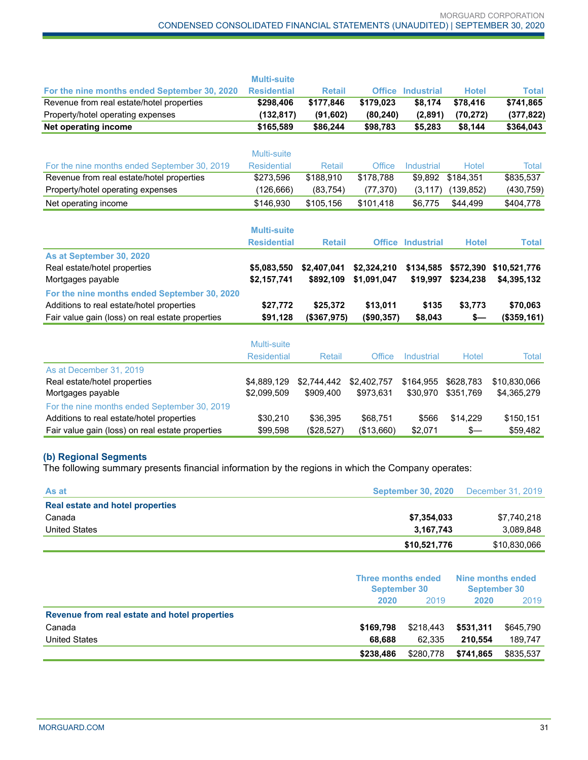| For the nine months ended September 30, 2020 | Multi-suite Residential | Retail | Office | Industrial | Hotel | Total |
|---|---|---|---|---|---|---|
| Revenue from real estate/hotel properties | **$298,406** | **$177,846** | **$179,023** | **$8,174** | **$78,416** | **$741,865** |
| Property/hotel operating expenses | **(132,817)** | **(91,602)** | **(80,240)** | **(2,891)** | **(70,272)** | **(377,822)** |
| **Net operating income** | **$165,589** | **$86,244** | **$98,783** | **$5,283** | **$8,144** | **$364,043** |

| For the nine months ended September 30, 2019 | Multi-suite Residential | Retail | Office | Industrial | Hotel | Total |
|---|---|---|---|---|---|---|
| Revenue from real estate/hotel properties | $273,596 | $188,910 | $178,788 | $9,892 | $184,351 | $835,537 |
| Property/hotel operating expenses | (126,666) | (83,754) | (77,370) | (3,117) | (139,852) | (430,759) |
| Net operating income | $146,930 | $105,156 | $101,418 | $6,775 | $44,499 | $404,778 |

| | Multi-suite Residential | Retail | Office | Industrial | Hotel | Total |
|---|---|---|---|---|---|---|
| **As at September 30, 2020** | | | | | | |
| Real estate/hotel properties | **$5,083,550** | **$2,407,041** | **$2,324,210** | **$134,585** | **$572,390** | **$10,521,776** |
| Mortgages payable | **$2,157,741** | **$892,109** | **$1,091,047** | **$19,997** | **$234,238** | **$4,395,132** |
| **For the nine months ended September 30, 2020** | | | | | | |
| Additions to real estate/hotel properties | **$27,772** | **$25,372** | **$13,011** | **$135** | **$3,773** | **$70,063** |
| Fair value gain (loss) on real estate properties | **$91,128** | **($367,975)** | **($90,357)** | **$8,043** | **$—** | **($359,161)** |

| | Multi-suite Residential | Retail | Office | Industrial | Hotel | Total |
|---|---|---|---|---|---|---|
| As at December 31, 2019 | | | | | | |
| Real estate/hotel properties | $4,889,129 | $2,744,442 | $2,402,757 | $164,955 | $628,783 | $10,830,066 |
| Mortgages payable | $2,099,509 | $909,400 | $973,631 | $30,970 | $351,769 | $4,365,279 |
| For the nine months ended September 30, 2019 | | | | | | |
| Additions to real estate/hotel properties | $30,210 | $36,395 | $68,751 | $566 | $14,229 | $150,151 |
| Fair value gain (loss) on real estate properties | $99,598 | ($28,527) | ($13,660) | $2,071 | $— | $59,482 |

## (b) Regional Segments

The following summary presents financial information by the regions in which the Company operates:

| As at | September 30, 2020 | December 31, 2019 |
|---|---|---|
| **Real estate and hotel properties** | | |
| Canada | **$7,354,033** | $7,740,218 |
| United States | **3,167,743** | 3,089,848 |
| | **$10,521,776** | $10,830,066 |

| | Three months ended September 30 | | Nine months ended September 30 | |
|---|---|---|---|---|
| | **2020** | 2019 | **2020** | 2019 |
| **Revenue from real estate and hotel properties** | | | | |
| Canada | **$169,798** | $218,443 | **$531,311** | $645,790 |
| United States | **68,688** | 62,335 | **210,554** | 189,747 |
| | **$238,486** | $280,778 | **$741,865** | $835,537 |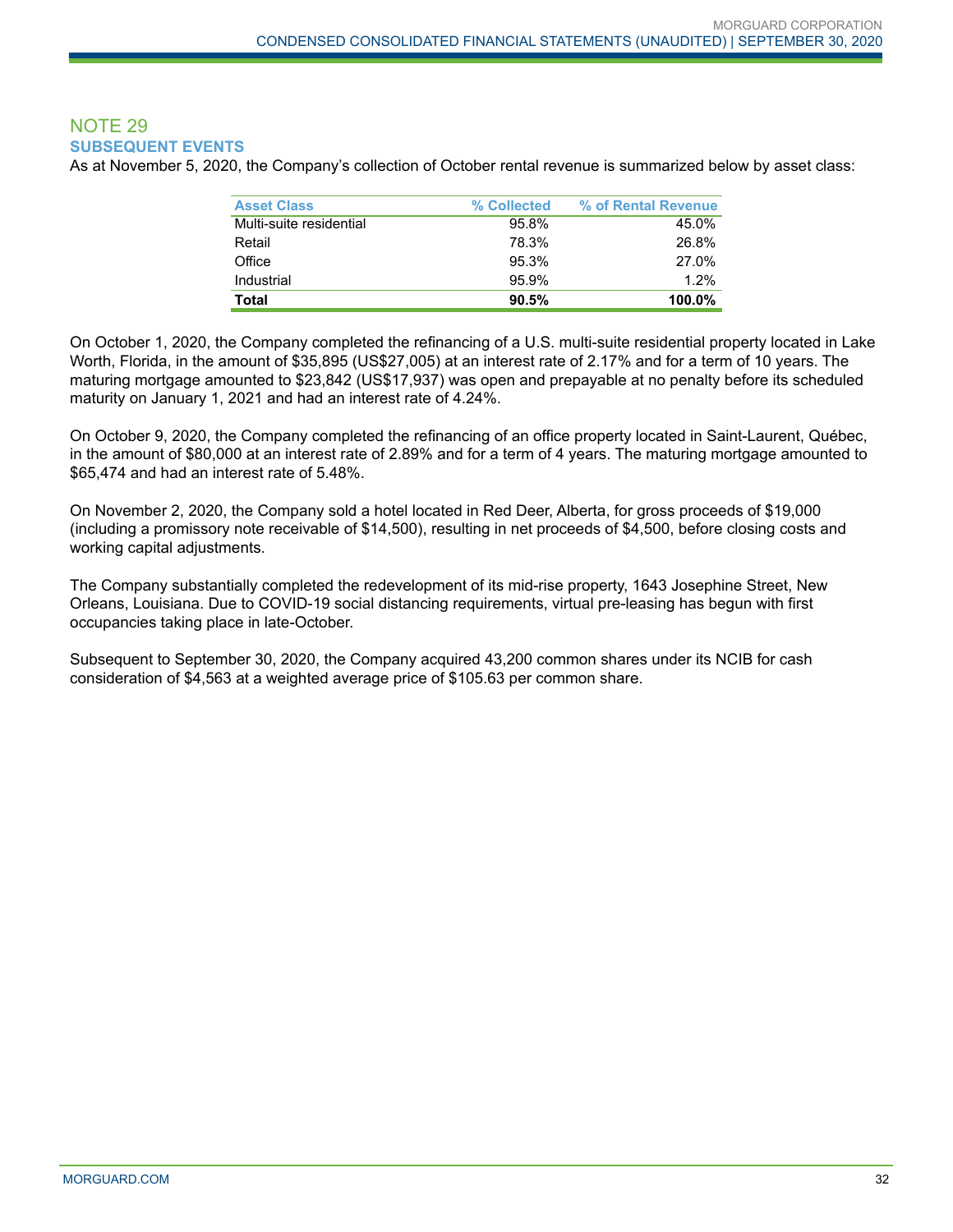## NOTE 29

### SUBSEQUENT EVENTS

As at November 5, 2020, the Company's collection of October rental revenue is summarized below by asset class:

| Asset Class | % Collected | % of Rental Revenue |
|---|---|---|
| Multi-suite residential | 95.8% | 45.0% |
| Retail | 78.3% | 26.8% |
| Office | 95.3% | 27.0% |
| Industrial | 95.9% | 1.2% |
| **Total** | **90.5%** | **100.0%** |

On October 1, 2020, the Company completed the refinancing of a U.S. multi-suite residential property located in Lake Worth, Florida, in the amount of $35,895 (US$27,005) at an interest rate of 2.17% and for a term of 10 years. The maturing mortgage amounted to $23,842 (US$17,937) was open and prepayable at no penalty before its scheduled maturity on January 1, 2021 and had an interest rate of 4.24%.

On October 9, 2020, the Company completed the refinancing of an office property located in Saint-Laurent, Québec, in the amount of $80,000 at an interest rate of 2.89% and for a term of 4 years. The maturing mortgage amounted to $65,474 and had an interest rate of 5.48%.

On November 2, 2020, the Company sold a hotel located in Red Deer, Alberta, for gross proceeds of $19,000 (including a promissory note receivable of $14,500), resulting in net proceeds of $4,500, before closing costs and working capital adjustments.

The Company substantially completed the redevelopment of its mid-rise property, 1643 Josephine Street, New Orleans, Louisiana. Due to COVID-19 social distancing requirements, virtual pre-leasing has begun with first occupancies taking place in late-October.

Subsequent to September 30, 2020, the Company acquired 43,200 common shares under its NCIB for cash consideration of $4,563 at a weighted average price of $105.63 per common share.